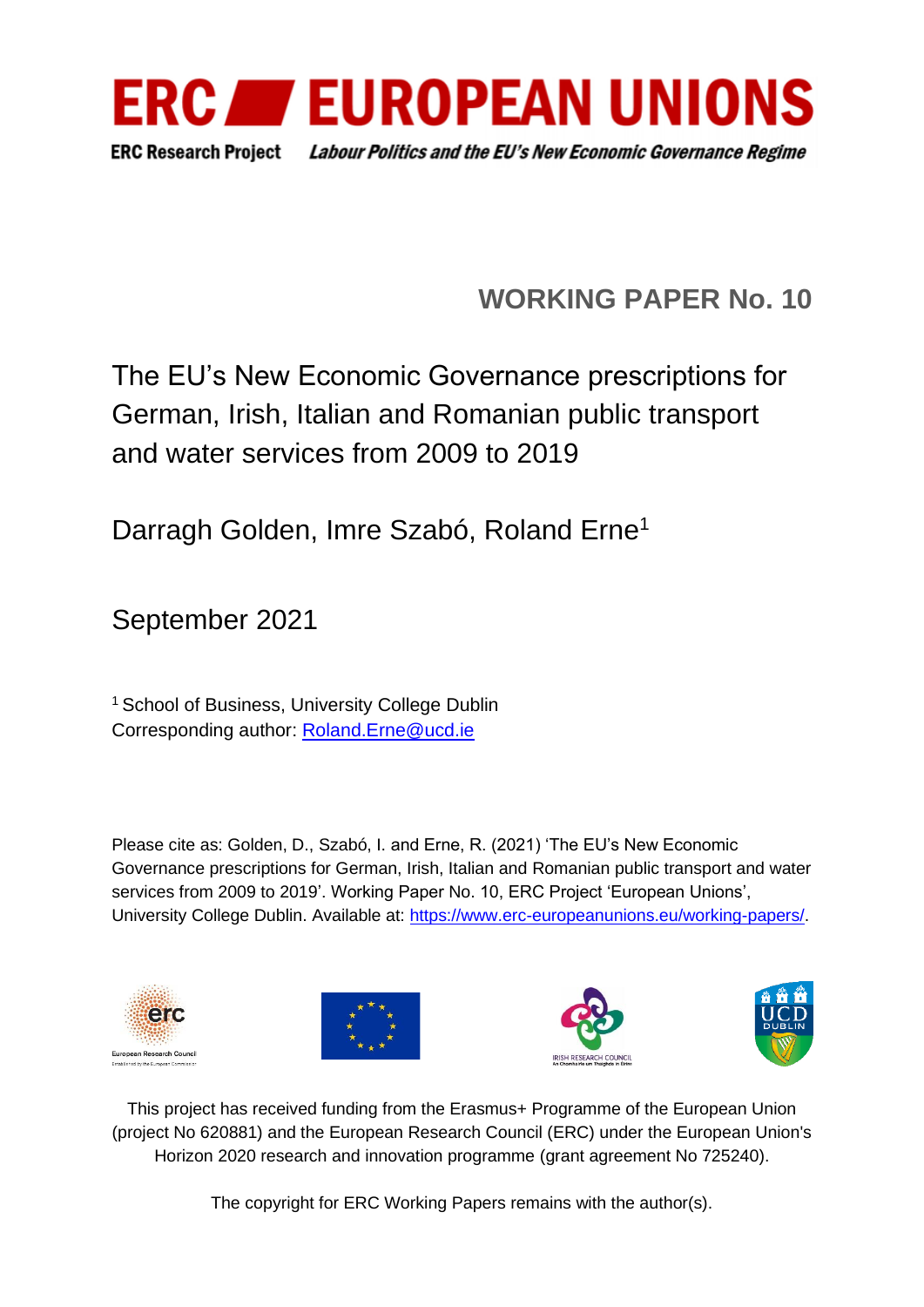# ERC EUROPEAN UNIONS

**ERC Research Project** ***Labour Politics and the EU's New Economic Governance Regime***

## WORKING PAPER No. 10

# The EU's New Economic Governance prescriptions for German, Irish, Italian and Romanian public transport and water services from 2009 to 2019

Darragh Golden, Imre Szabó, Roland Erne[1]

September 2021

[1] School of Business, University College Dublin
Corresponding author: Roland.Erne@ucd.ie

Please cite as: Golden, D., Szabó, I. and Erne, R. (2021) 'The EU's New Economic Governance prescriptions for German, Irish, Italian and Romanian public transport and water services from 2009 to 2019'. Working Paper No. 10, ERC Project 'European Unions', University College Dublin. Available at: https://www.erc-europeanunions.eu/working-papers/.

This project has received funding from the Erasmus+ Programme of the European Union (project No 620881) and the European Research Council (ERC) under the European Union's Horizon 2020 research and innovation programme (grant agreement No 725240).

The copyright for ERC Working Papers remains with the author(s).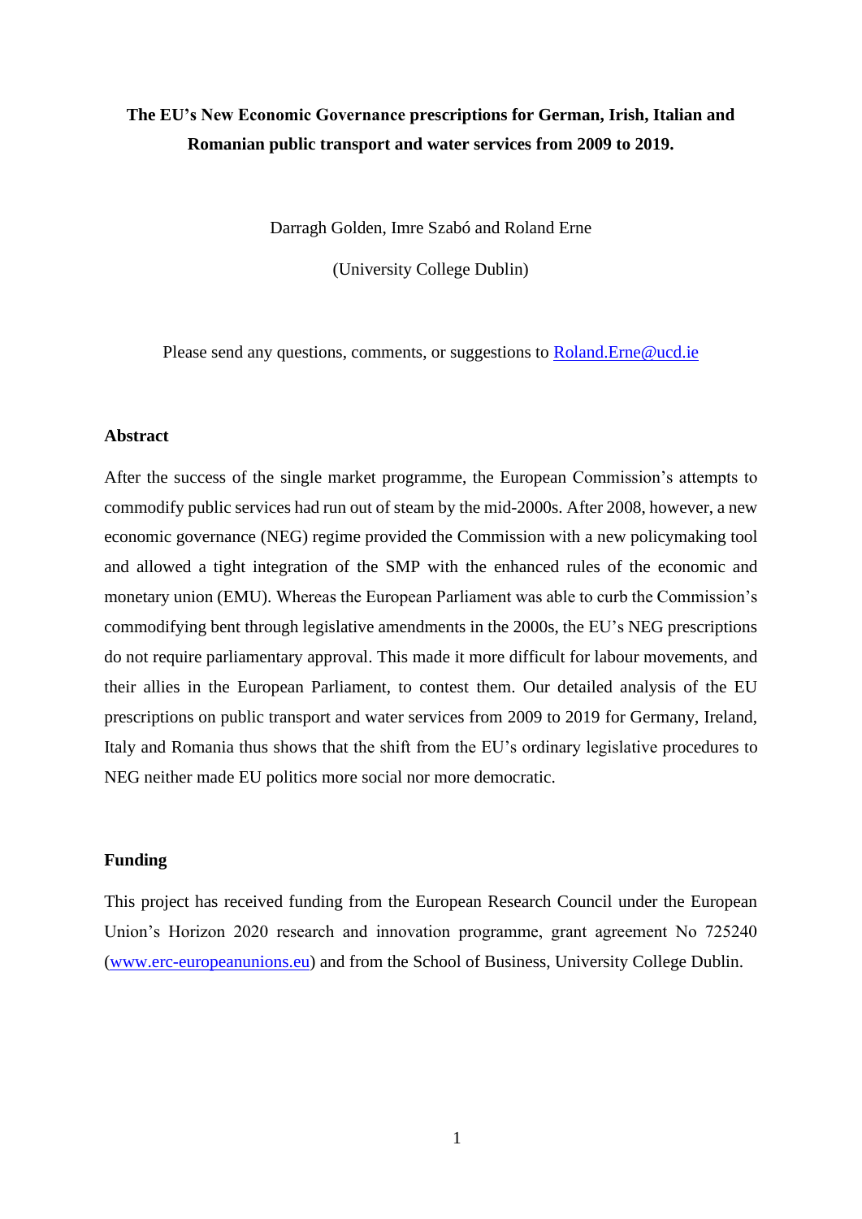**The EU's New Economic Governance prescriptions for German, Irish, Italian and Romanian public transport and water services from 2009 to 2019.**

Darragh Golden, Imre Szabó and Roland Erne

(University College Dublin)

Please send any questions, comments, or suggestions to [Roland.Erne@ucd.ie](mailto:Roland.Erne@ucd.ie)

## Abstract

After the success of the single market programme, the European Commission's attempts to commodify public services had run out of steam by the mid-2000s. After 2008, however, a new economic governance (NEG) regime provided the Commission with a new policymaking tool and allowed a tight integration of the SMP with the enhanced rules of the economic and monetary union (EMU). Whereas the European Parliament was able to curb the Commission's commodifying bent through legislative amendments in the 2000s, the EU's NEG prescriptions do not require parliamentary approval. This made it more difficult for labour movements, and their allies in the European Parliament, to contest them. Our detailed analysis of the EU prescriptions on public transport and water services from 2009 to 2019 for Germany, Ireland, Italy and Romania thus shows that the shift from the EU's ordinary legislative procedures to NEG neither made EU politics more social nor more democratic.

## Funding

This project has received funding from the European Research Council under the European Union's Horizon 2020 research and innovation programme, grant agreement No 725240 ([www.erc-europeanunions.eu](http://www.erc-europeanunions.eu)) and from the School of Business, University College Dublin.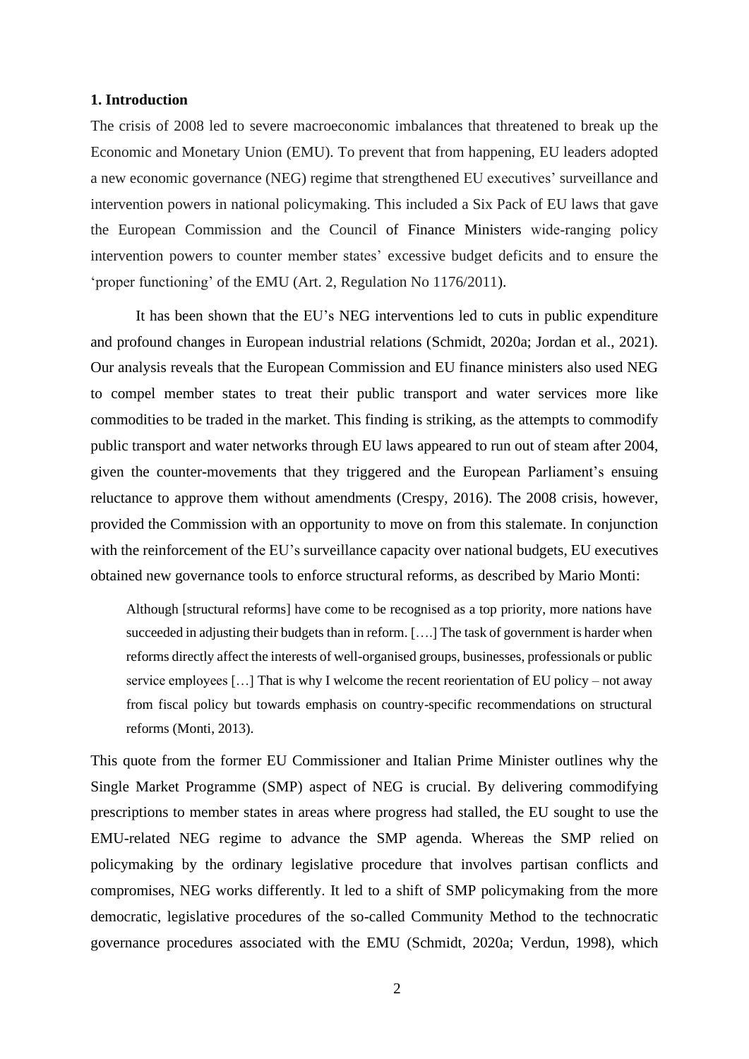## 1. Introduction

The crisis of 2008 led to severe macroeconomic imbalances that threatened to break up the Economic and Monetary Union (EMU). To prevent that from happening, EU leaders adopted a new economic governance (NEG) regime that strengthened EU executives' surveillance and intervention powers in national policymaking. This included a Six Pack of EU laws that gave the European Commission and the Council of Finance Ministers wide-ranging policy intervention powers to counter member states' excessive budget deficits and to ensure the 'proper functioning' of the EMU (Art. 2, Regulation No 1176/2011).

It has been shown that the EU's NEG interventions led to cuts in public expenditure and profound changes in European industrial relations (Schmidt, 2020a; Jordan et al., 2021). Our analysis reveals that the European Commission and EU finance ministers also used NEG to compel member states to treat their public transport and water services more like commodities to be traded in the market. This finding is striking, as the attempts to commodify public transport and water networks through EU laws appeared to run out of steam after 2004, given the counter-movements that they triggered and the European Parliament's ensuing reluctance to approve them without amendments (Crespy, 2016). The 2008 crisis, however, provided the Commission with an opportunity to move on from this stalemate. In conjunction with the reinforcement of the EU's surveillance capacity over national budgets, EU executives obtained new governance tools to enforce structural reforms, as described by Mario Monti:

> Although [structural reforms] have come to be recognised as a top priority, more nations have succeeded in adjusting their budgets than in reform. [….] The task of government is harder when reforms directly affect the interests of well-organised groups, businesses, professionals or public service employees […] That is why I welcome the recent reorientation of EU policy – not away from fiscal policy but towards emphasis on country-specific recommendations on structural reforms (Monti, 2013).

This quote from the former EU Commissioner and Italian Prime Minister outlines why the Single Market Programme (SMP) aspect of NEG is crucial. By delivering commodifying prescriptions to member states in areas where progress had stalled, the EU sought to use the EMU-related NEG regime to advance the SMP agenda. Whereas the SMP relied on policymaking by the ordinary legislative procedure that involves partisan conflicts and compromises, NEG works differently. It led to a shift of SMP policymaking from the more democratic, legislative procedures of the so-called Community Method to the technocratic governance procedures associated with the EMU (Schmidt, 2020a; Verdun, 1998), which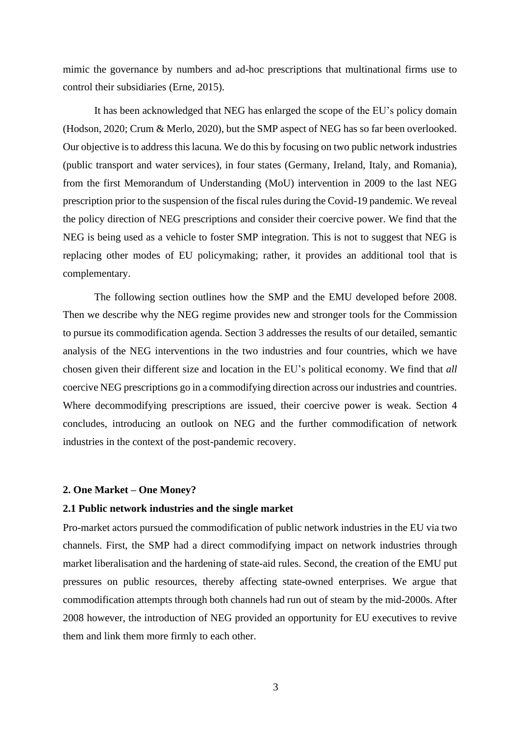mimic the governance by numbers and ad-hoc prescriptions that multinational firms use to control their subsidiaries (Erne, 2015).

It has been acknowledged that NEG has enlarged the scope of the EU's policy domain (Hodson, 2020; Crum & Merlo, 2020), but the SMP aspect of NEG has so far been overlooked. Our objective is to address this lacuna. We do this by focusing on two public network industries (public transport and water services), in four states (Germany, Ireland, Italy, and Romania), from the first Memorandum of Understanding (MoU) intervention in 2009 to the last NEG prescription prior to the suspension of the fiscal rules during the Covid-19 pandemic. We reveal the policy direction of NEG prescriptions and consider their coercive power. We find that the NEG is being used as a vehicle to foster SMP integration. This is not to suggest that NEG is replacing other modes of EU policymaking; rather, it provides an additional tool that is complementary.

The following section outlines how the SMP and the EMU developed before 2008. Then we describe why the NEG regime provides new and stronger tools for the Commission to pursue its commodification agenda. Section 3 addresses the results of our detailed, semantic analysis of the NEG interventions in the two industries and four countries, which we have chosen given their different size and location in the EU's political economy. We find that *all* coercive NEG prescriptions go in a commodifying direction across our industries and countries. Where decommodifying prescriptions are issued, their coercive power is weak. Section 4 concludes, introducing an outlook on NEG and the further commodification of network industries in the context of the post-pandemic recovery.

## 2. One Market – One Money?

### 2.1 Public network industries and the single market

Pro-market actors pursued the commodification of public network industries in the EU via two channels. First, the SMP had a direct commodifying impact on network industries through market liberalisation and the hardening of state-aid rules. Second, the creation of the EMU put pressures on public resources, thereby affecting state-owned enterprises. We argue that commodification attempts through both channels had run out of steam by the mid-2000s. After 2008 however, the introduction of NEG provided an opportunity for EU executives to revive them and link them more firmly to each other.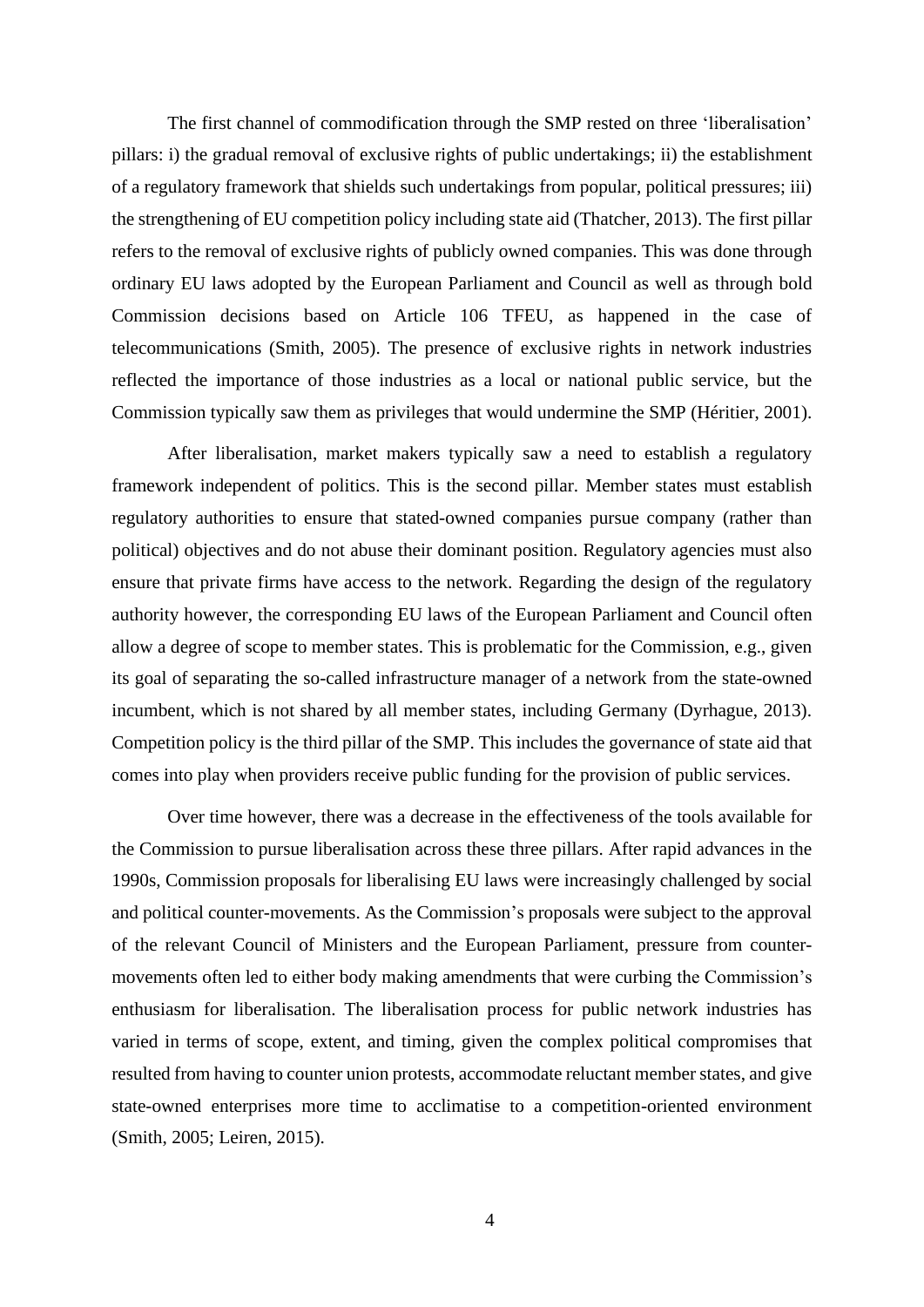The first channel of commodification through the SMP rested on three 'liberalisation' pillars: i) the gradual removal of exclusive rights of public undertakings; ii) the establishment of a regulatory framework that shields such undertakings from popular, political pressures; iii) the strengthening of EU competition policy including state aid (Thatcher, 2013). The first pillar refers to the removal of exclusive rights of publicly owned companies. This was done through ordinary EU laws adopted by the European Parliament and Council as well as through bold Commission decisions based on Article 106 TFEU, as happened in the case of telecommunications (Smith, 2005). The presence of exclusive rights in network industries reflected the importance of those industries as a local or national public service, but the Commission typically saw them as privileges that would undermine the SMP (Héritier, 2001).

After liberalisation, market makers typically saw a need to establish a regulatory framework independent of politics. This is the second pillar. Member states must establish regulatory authorities to ensure that stated-owned companies pursue company (rather than political) objectives and do not abuse their dominant position. Regulatory agencies must also ensure that private firms have access to the network. Regarding the design of the regulatory authority however, the corresponding EU laws of the European Parliament and Council often allow a degree of scope to member states. This is problematic for the Commission, e.g., given its goal of separating the so-called infrastructure manager of a network from the state-owned incumbent, which is not shared by all member states, including Germany (Dyrhague, 2013). Competition policy is the third pillar of the SMP. This includes the governance of state aid that comes into play when providers receive public funding for the provision of public services.

Over time however, there was a decrease in the effectiveness of the tools available for the Commission to pursue liberalisation across these three pillars. After rapid advances in the 1990s, Commission proposals for liberalising EU laws were increasingly challenged by social and political counter-movements. As the Commission's proposals were subject to the approval of the relevant Council of Ministers and the European Parliament, pressure from counter-movements often led to either body making amendments that were curbing the Commission's enthusiasm for liberalisation. The liberalisation process for public network industries has varied in terms of scope, extent, and timing, given the complex political compromises that resulted from having to counter union protests, accommodate reluctant member states, and give state-owned enterprises more time to acclimatise to a competition-oriented environment (Smith, 2005; Leiren, 2015).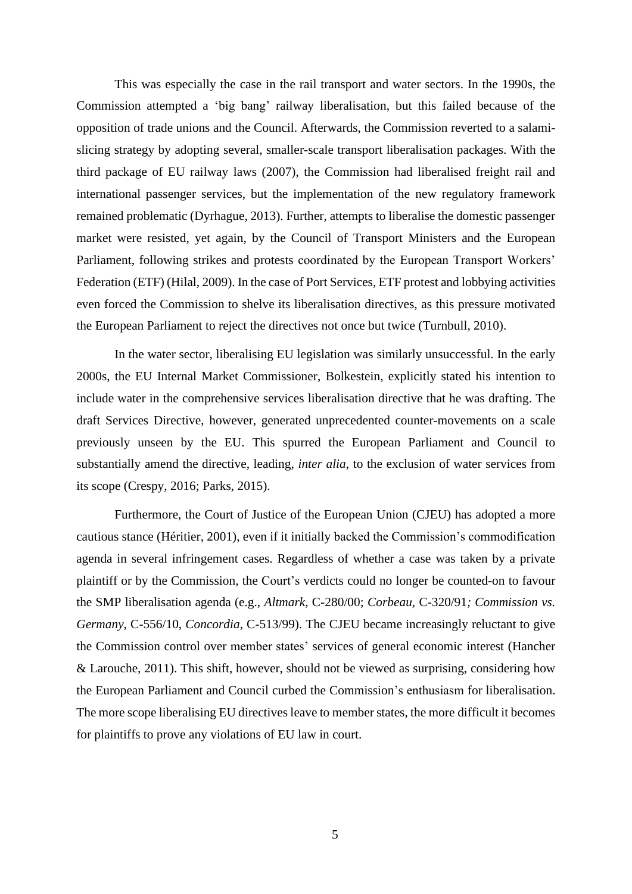This was especially the case in the rail transport and water sectors. In the 1990s, the Commission attempted a 'big bang' railway liberalisation, but this failed because of the opposition of trade unions and the Council. Afterwards, the Commission reverted to a salami-slicing strategy by adopting several, smaller-scale transport liberalisation packages. With the third package of EU railway laws (2007), the Commission had liberalised freight rail and international passenger services, but the implementation of the new regulatory framework remained problematic (Dyrhague, 2013). Further, attempts to liberalise the domestic passenger market were resisted, yet again, by the Council of Transport Ministers and the European Parliament, following strikes and protests coordinated by the European Transport Workers' Federation (ETF) (Hilal, 2009). In the case of Port Services, ETF protest and lobbying activities even forced the Commission to shelve its liberalisation directives, as this pressure motivated the European Parliament to reject the directives not once but twice (Turnbull, 2010).

In the water sector, liberalising EU legislation was similarly unsuccessful. In the early 2000s, the EU Internal Market Commissioner, Bolkestein, explicitly stated his intention to include water in the comprehensive services liberalisation directive that he was drafting. The draft Services Directive, however, generated unprecedented counter-movements on a scale previously unseen by the EU. This spurred the European Parliament and Council to substantially amend the directive, leading, *inter alia*, to the exclusion of water services from its scope (Crespy, 2016; Parks, 2015).

Furthermore, the Court of Justice of the European Union (CJEU) has adopted a more cautious stance (Héritier, 2001), even if it initially backed the Commission's commodification agenda in several infringement cases. Regardless of whether a case was taken by a private plaintiff or by the Commission, the Court's verdicts could no longer be counted-on to favour the SMP liberalisation agenda (e.g., *Altmark*, C-280/00; *Corbeau*, C-320/91*; Commission vs. Germany*, C-556/10, *Concordia*, C-513/99). The CJEU became increasingly reluctant to give the Commission control over member states' services of general economic interest (Hancher & Larouche, 2011). This shift, however, should not be viewed as surprising, considering how the European Parliament and Council curbed the Commission's enthusiasm for liberalisation. The more scope liberalising EU directives leave to member states, the more difficult it becomes for plaintiffs to prove any violations of EU law in court.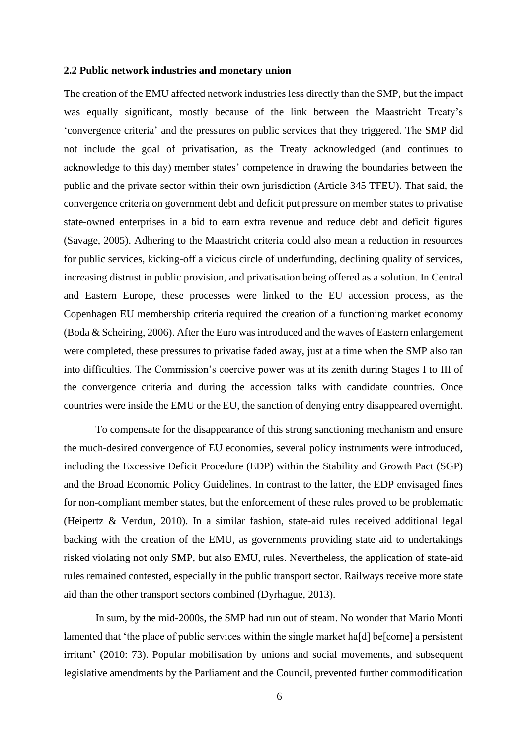### 2.2 Public network industries and monetary union

The creation of the EMU affected network industries less directly than the SMP, but the impact was equally significant, mostly because of the link between the Maastricht Treaty's 'convergence criteria' and the pressures on public services that they triggered. The SMP did not include the goal of privatisation, as the Treaty acknowledged (and continues to acknowledge to this day) member states' competence in drawing the boundaries between the public and the private sector within their own jurisdiction (Article 345 TFEU). That said, the convergence criteria on government debt and deficit put pressure on member states to privatise state-owned enterprises in a bid to earn extra revenue and reduce debt and deficit figures (Savage, 2005). Adhering to the Maastricht criteria could also mean a reduction in resources for public services, kicking-off a vicious circle of underfunding, declining quality of services, increasing distrust in public provision, and privatisation being offered as a solution. In Central and Eastern Europe, these processes were linked to the EU accession process, as the Copenhagen EU membership criteria required the creation of a functioning market economy (Boda & Scheiring, 2006). After the Euro was introduced and the waves of Eastern enlargement were completed, these pressures to privatise faded away, just at a time when the SMP also ran into difficulties. The Commission's coercive power was at its zenith during Stages I to III of the convergence criteria and during the accession talks with candidate countries. Once countries were inside the EMU or the EU, the sanction of denying entry disappeared overnight.

To compensate for the disappearance of this strong sanctioning mechanism and ensure the much-desired convergence of EU economies, several policy instruments were introduced, including the Excessive Deficit Procedure (EDP) within the Stability and Growth Pact (SGP) and the Broad Economic Policy Guidelines. In contrast to the latter, the EDP envisaged fines for non-compliant member states, but the enforcement of these rules proved to be problematic (Heipertz & Verdun, 2010). In a similar fashion, state-aid rules received additional legal backing with the creation of the EMU, as governments providing state aid to undertakings risked violating not only SMP, but also EMU, rules. Nevertheless, the application of state-aid rules remained contested, especially in the public transport sector. Railways receive more state aid than the other transport sectors combined (Dyrhague, 2013).

In sum, by the mid-2000s, the SMP had run out of steam. No wonder that Mario Monti lamented that 'the place of public services within the single market ha[d] be[come] a persistent irritant' (2010: 73). Popular mobilisation by unions and social movements, and subsequent legislative amendments by the Parliament and the Council, prevented further commodification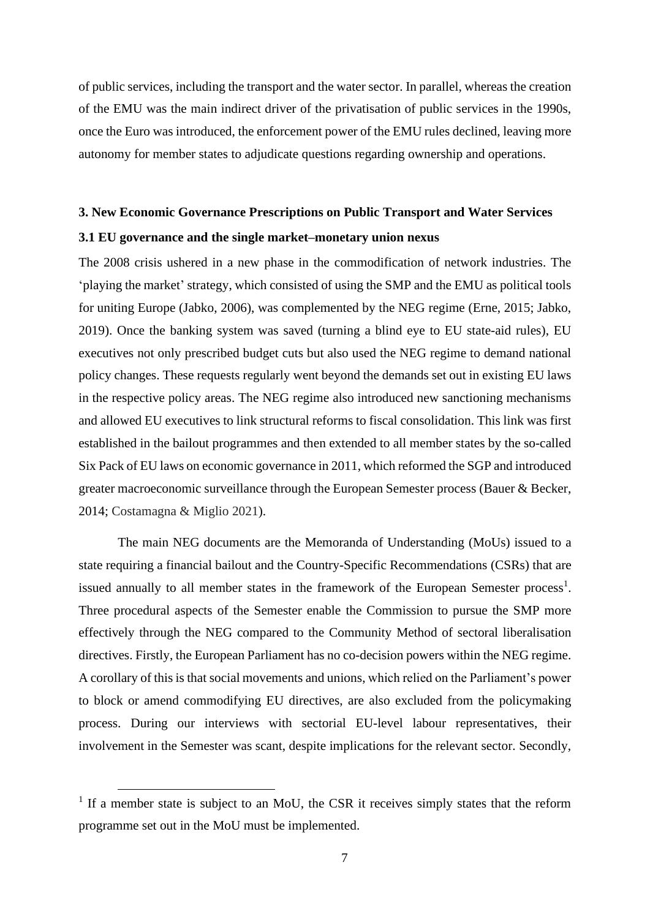of public services, including the transport and the water sector. In parallel, whereas the creation of the EMU was the main indirect driver of the privatisation of public services in the 1990s, once the Euro was introduced, the enforcement power of the EMU rules declined, leaving more autonomy for member states to adjudicate questions regarding ownership and operations.

## 3. New Economic Governance Prescriptions on Public Transport and Water Services

### 3.1 EU governance and the single market–monetary union nexus

The 2008 crisis ushered in a new phase in the commodification of network industries. The 'playing the market' strategy, which consisted of using the SMP and the EMU as political tools for uniting Europe (Jabko, 2006), was complemented by the NEG regime (Erne, 2015; Jabko, 2019). Once the banking system was saved (turning a blind eye to EU state-aid rules), EU executives not only prescribed budget cuts but also used the NEG regime to demand national policy changes. These requests regularly went beyond the demands set out in existing EU laws in the respective policy areas. The NEG regime also introduced new sanctioning mechanisms and allowed EU executives to link structural reforms to fiscal consolidation. This link was first established in the bailout programmes and then extended to all member states by the so-called Six Pack of EU laws on economic governance in 2011, which reformed the SGP and introduced greater macroeconomic surveillance through the European Semester process (Bauer & Becker, 2014; Costamagna & Miglio 2021).

The main NEG documents are the Memoranda of Understanding (MoUs) issued to a state requiring a financial bailout and the Country-Specific Recommendations (CSRs) that are issued annually to all member states in the framework of the European Semester process[1]. Three procedural aspects of the Semester enable the Commission to pursue the SMP more effectively through the NEG compared to the Community Method of sectoral liberalisation directives. Firstly, the European Parliament has no co-decision powers within the NEG regime. A corollary of this is that social movements and unions, which relied on the Parliament's power to block or amend commodifying EU directives, are also excluded from the policymaking process. During our interviews with sectorial EU-level labour representatives, their involvement in the Semester was scant, despite implications for the relevant sector. Secondly,

[1] If a member state is subject to an MoU, the CSR it receives simply states that the reform programme set out in the MoU must be implemented.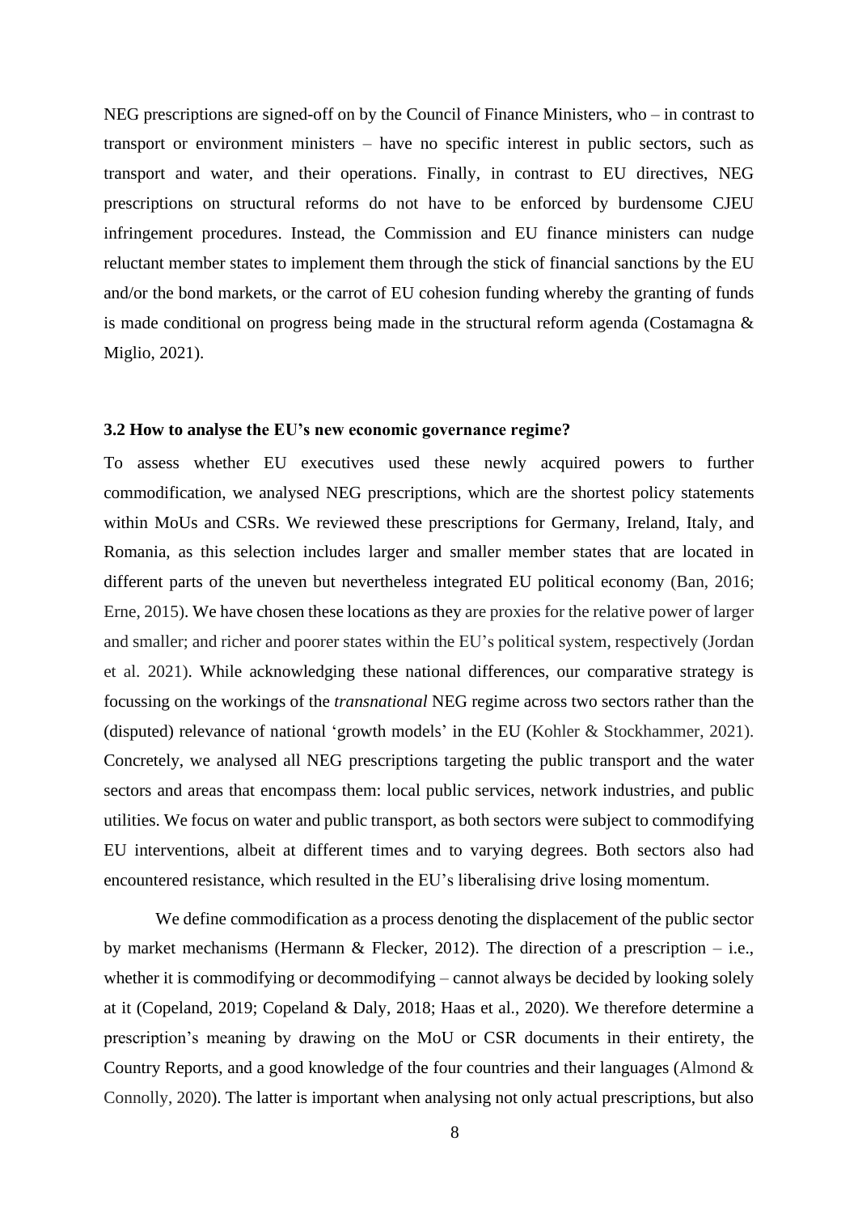NEG prescriptions are signed-off on by the Council of Finance Ministers, who – in contrast to transport or environment ministers – have no specific interest in public sectors, such as transport and water, and their operations. Finally, in contrast to EU directives, NEG prescriptions on structural reforms do not have to be enforced by burdensome CJEU infringement procedures. Instead, the Commission and EU finance ministers can nudge reluctant member states to implement them through the stick of financial sanctions by the EU and/or the bond markets, or the carrot of EU cohesion funding whereby the granting of funds is made conditional on progress being made in the structural reform agenda (Costamagna & Miglio, 2021).

### 3.2 How to analyse the EU's new economic governance regime?

To assess whether EU executives used these newly acquired powers to further commodification, we analysed NEG prescriptions, which are the shortest policy statements within MoUs and CSRs. We reviewed these prescriptions for Germany, Ireland, Italy, and Romania, as this selection includes larger and smaller member states that are located in different parts of the uneven but nevertheless integrated EU political economy (Ban, 2016; Erne, 2015). We have chosen these locations as they are proxies for the relative power of larger and smaller; and richer and poorer states within the EU's political system, respectively (Jordan et al. 2021). While acknowledging these national differences, our comparative strategy is focussing on the workings of the *transnational* NEG regime across two sectors rather than the (disputed) relevance of national 'growth models' in the EU (Kohler & Stockhammer, 2021). Concretely, we analysed all NEG prescriptions targeting the public transport and the water sectors and areas that encompass them: local public services, network industries, and public utilities. We focus on water and public transport, as both sectors were subject to commodifying EU interventions, albeit at different times and to varying degrees. Both sectors also had encountered resistance, which resulted in the EU's liberalising drive losing momentum.

We define commodification as a process denoting the displacement of the public sector by market mechanisms (Hermann & Flecker, 2012). The direction of a prescription – i.e., whether it is commodifying or decommodifying – cannot always be decided by looking solely at it (Copeland, 2019; Copeland & Daly, 2018; Haas et al., 2020). We therefore determine a prescription's meaning by drawing on the MoU or CSR documents in their entirety, the Country Reports, and a good knowledge of the four countries and their languages (Almond & Connolly, 2020). The latter is important when analysing not only actual prescriptions, but also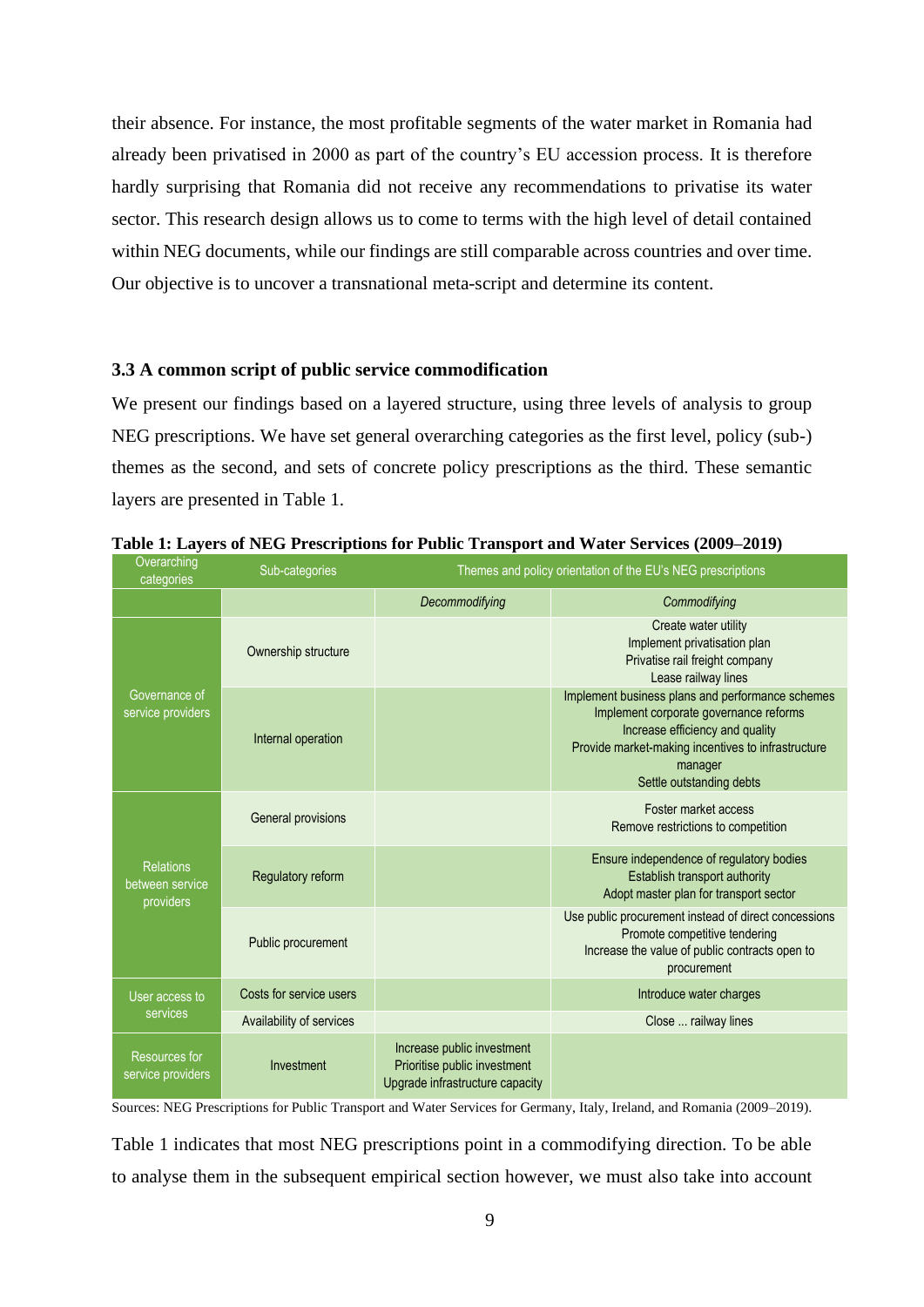their absence. For instance, the most profitable segments of the water market in Romania had already been privatised in 2000 as part of the country's EU accession process. It is therefore hardly surprising that Romania did not receive any recommendations to privatise its water sector. This research design allows us to come to terms with the high level of detail contained within NEG documents, while our findings are still comparable across countries and over time. Our objective is to uncover a transnational meta-script and determine its content.

### 3.3 A common script of public service commodification

We present our findings based on a layered structure, using three levels of analysis to group NEG prescriptions. We have set general overarching categories as the first level, policy (sub-) themes as the second, and sets of concrete policy prescriptions as the third. These semantic layers are presented in Table 1.

**Table 1: Layers of NEG Prescriptions for Public Transport and Water Services (2009–2019)**

| Overarching categories | Sub-categories | Themes and policy orientation of the EU's NEG prescriptions | |
|---|---|---|---|
| | | *Decommodifying* | *Commodifying* |
| Governance of service providers | Ownership structure | | Create water utility<br>Implement privatisation plan<br>Privatise rail freight company<br>Lease railway lines |
| | Internal operation | | Implement business plans and performance schemes<br>Implement corporate governance reforms<br>Increase efficiency and quality<br>Provide market-making incentives to infrastructure manager<br>Settle outstanding debts |
| Relations between service providers | General provisions | | Foster market access<br>Remove restrictions to competition |
| | Regulatory reform | | Ensure independence of regulatory bodies<br>Establish transport authority<br>Adopt master plan for transport sector |
| | Public procurement | | Use public procurement instead of direct concessions<br>Promote competitive tendering<br>Increase the value of public contracts open to procurement |
| User access to services | Costs for service users | | Introduce water charges |
| | Availability of services | | Close ... railway lines |
| Resources for service providers | Investment | Increase public investment<br>Prioritise public investment<br>Upgrade infrastructure capacity | |

Sources: NEG Prescriptions for Public Transport and Water Services for Germany, Italy, Ireland, and Romania (2009–2019).

Table 1 indicates that most NEG prescriptions point in a commodifying direction. To be able to analyse them in the subsequent empirical section however, we must also take into account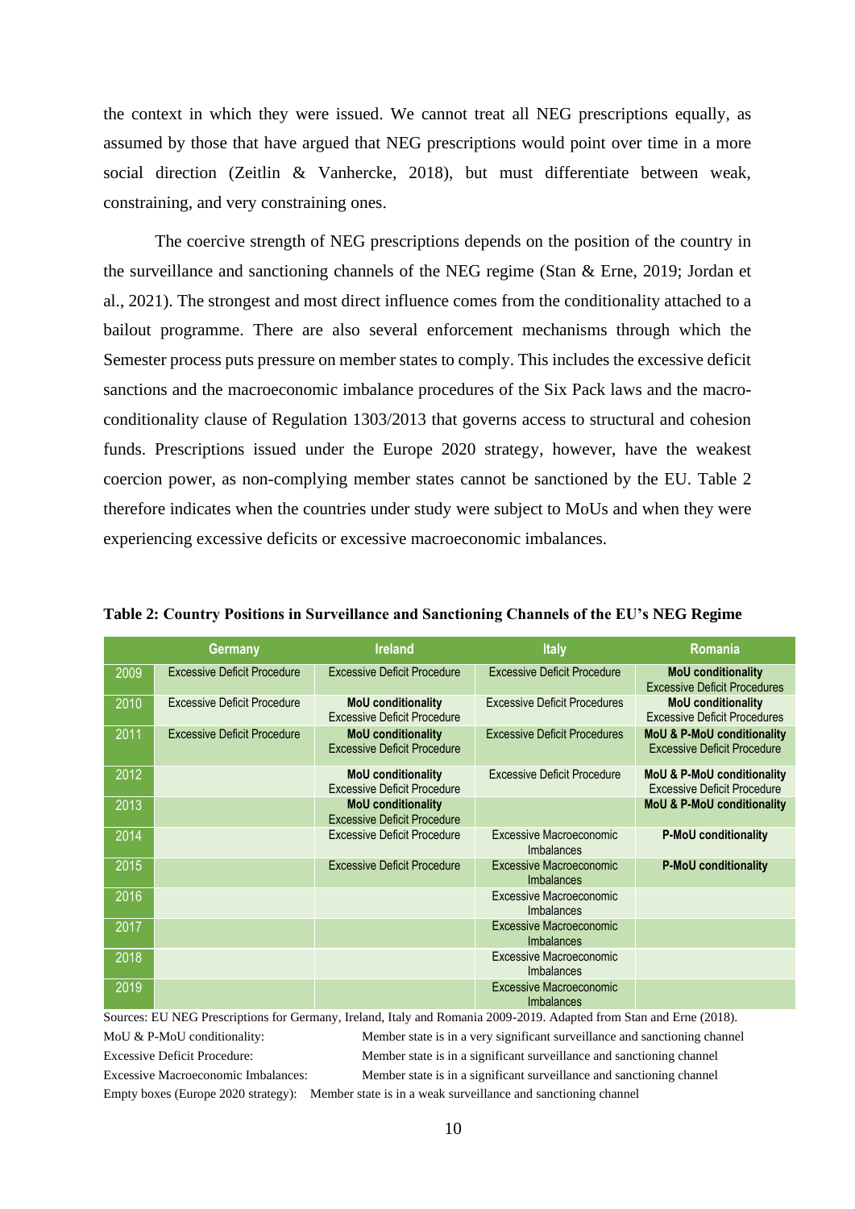the context in which they were issued. We cannot treat all NEG prescriptions equally, as assumed by those that have argued that NEG prescriptions would point over time in a more social direction (Zeitlin & Vanhercke, 2018), but must differentiate between weak, constraining, and very constraining ones.

The coercive strength of NEG prescriptions depends on the position of the country in the surveillance and sanctioning channels of the NEG regime (Stan & Erne, 2019; Jordan et al., 2021). The strongest and most direct influence comes from the conditionality attached to a bailout programme. There are also several enforcement mechanisms through which the Semester process puts pressure on member states to comply. This includes the excessive deficit sanctions and the macroeconomic imbalance procedures of the Six Pack laws and the macro-conditionality clause of Regulation 1303/2013 that governs access to structural and cohesion funds. Prescriptions issued under the Europe 2020 strategy, however, have the weakest coercion power, as non-complying member states cannot be sanctioned by the EU. Table 2 therefore indicates when the countries under study were subject to MoUs and when they were experiencing excessive deficits or excessive macroeconomic imbalances.

**Table 2: Country Positions in Surveillance and Sanctioning Channels of the EU's NEG Regime**

| | Germany | Ireland | Italy | Romania |
|---|---|---|---|---|
| 2009 | Excessive Deficit Procedure | Excessive Deficit Procedure | Excessive Deficit Procedure | **MoU conditionality** Excessive Deficit Procedures |
| 2010 | Excessive Deficit Procedure | **MoU conditionality** Excessive Deficit Procedure | Excessive Deficit Procedures | **MoU conditionality** Excessive Deficit Procedures |
| 2011 | Excessive Deficit Procedure | **MoU conditionality** Excessive Deficit Procedure | Excessive Deficit Procedures | **MoU & P-MoU conditionality** Excessive Deficit Procedure |
| 2012 | | **MoU conditionality** Excessive Deficit Procedure | Excessive Deficit Procedure | **MoU & P-MoU conditionality** Excessive Deficit Procedure |
| 2013 | | **MoU conditionality** Excessive Deficit Procedure | | **MoU & P-MoU conditionality** |
| 2014 | | Excessive Deficit Procedure | Excessive Macroeconomic Imbalances | **P-MoU conditionality** |
| 2015 | | Excessive Deficit Procedure | Excessive Macroeconomic Imbalances | **P-MoU conditionality** |
| 2016 | | | Excessive Macroeconomic Imbalances | |
| 2017 | | | Excessive Macroeconomic Imbalances | |
| 2018 | | | Excessive Macroeconomic Imbalances | |
| 2019 | | | Excessive Macroeconomic Imbalances | |

Sources: EU NEG Prescriptions for Germany, Ireland, Italy and Romania 2009-2019. Adapted from Stan and Erne (2018).

MoU & P-MoU conditionality: Member state is in a very significant surveillance and sanctioning channel

Excessive Deficit Procedure: Member state is in a significant surveillance and sanctioning channel

Excessive Macroeconomic Imbalances: Member state is in a significant surveillance and sanctioning channel

Empty boxes (Europe 2020 strategy): Member state is in a weak surveillance and sanctioning channel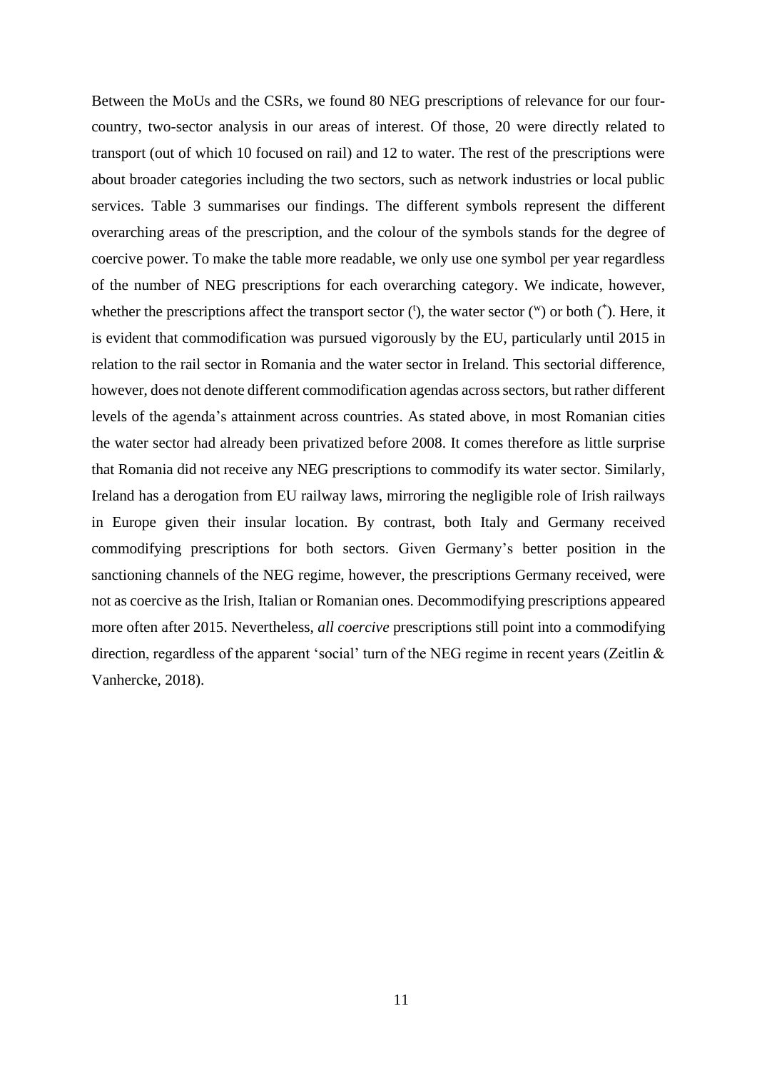Between the MoUs and the CSRs, we found 80 NEG prescriptions of relevance for our four-country, two-sector analysis in our areas of interest. Of those, 20 were directly related to transport (out of which 10 focused on rail) and 12 to water. The rest of the prescriptions were about broader categories including the two sectors, such as network industries or local public services. Table 3 summarises our findings. The different symbols represent the different overarching areas of the prescription, and the colour of the symbols stands for the degree of coercive power. To make the table more readable, we only use one symbol per year regardless of the number of NEG prescriptions for each overarching category. We indicate, however, whether the prescriptions affect the transport sector ([t]), the water sector ([w]) or both ([*]). Here, it is evident that commodification was pursued vigorously by the EU, particularly until 2015 in relation to the rail sector in Romania and the water sector in Ireland. This sectorial difference, however, does not denote different commodification agendas across sectors, but rather different levels of the agenda's attainment across countries. As stated above, in most Romanian cities the water sector had already been privatized before 2008. It comes therefore as little surprise that Romania did not receive any NEG prescriptions to commodify its water sector. Similarly, Ireland has a derogation from EU railway laws, mirroring the negligible role of Irish railways in Europe given their insular location. By contrast, both Italy and Germany received commodifying prescriptions for both sectors. Given Germany's better position in the sanctioning channels of the NEG regime, however, the prescriptions Germany received, were not as coercive as the Irish, Italian or Romanian ones. Decommodifying prescriptions appeared more often after 2015. Nevertheless, *all coercive* prescriptions still point into a commodifying direction, regardless of the apparent 'social' turn of the NEG regime in recent years (Zeitlin & Vanhercke, 2018).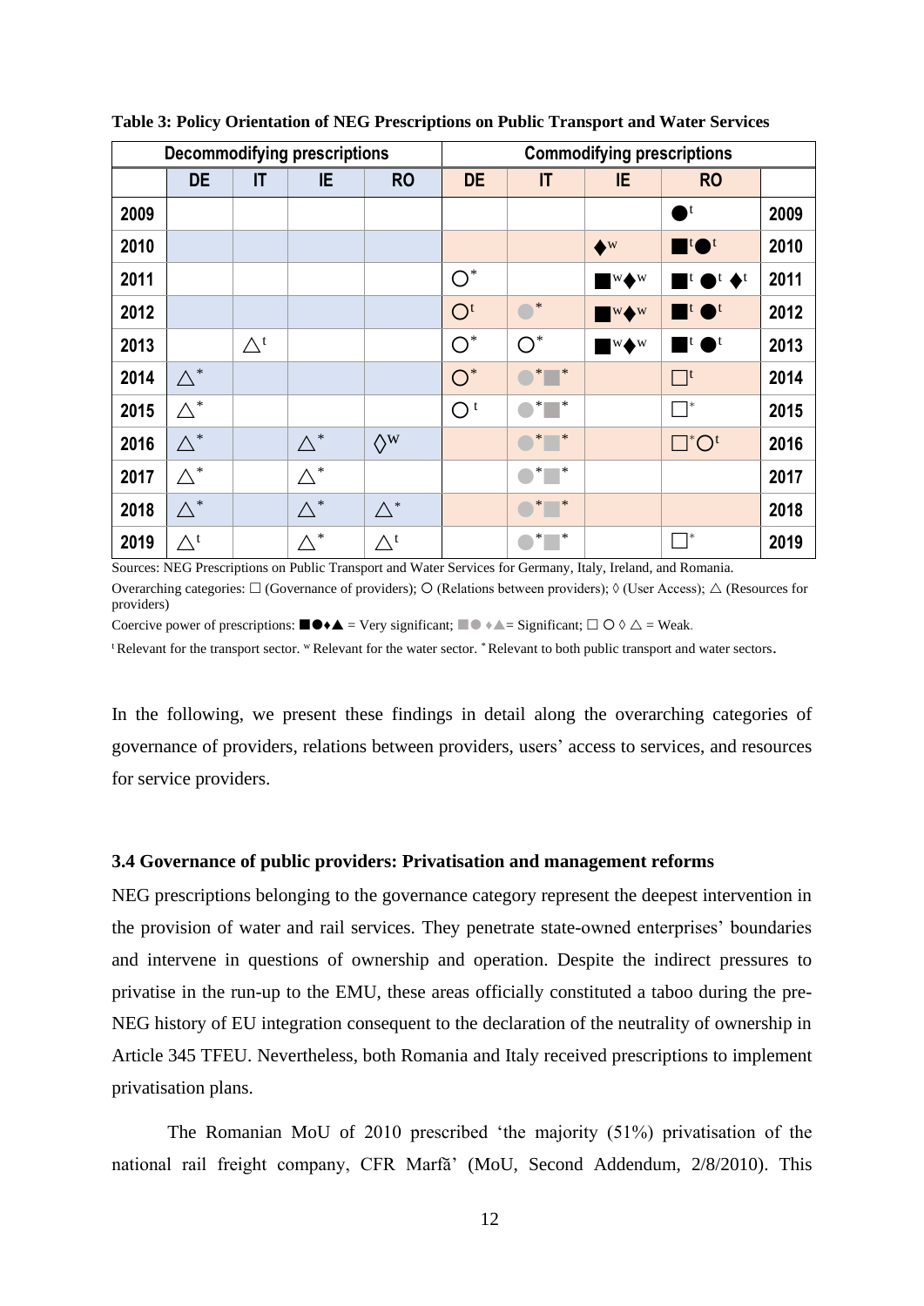**Table 3: Policy Orientation of NEG Prescriptions on Public Transport and Water Services**

| | Decommodifying prescriptions | | | | Commodifying prescriptions | | | | |
|---|---|---|---|---|---|---|---|---|---|
| | DE | IT | IE | RO | DE | IT | IE | RO | |
| 2009 | | | | | | | | ●t | 2009 |
| 2010 | | | | | | | ◆w | ■t●t | 2010 |
| 2011 | | | | | ○* | | ■w◆w | ■t ●t ◆t | 2011 |
| 2012 | | | | | ○t | ●* | ■w◆w | ■t ●t | 2012 |
| 2013 | | △t | | | ○* | ○* | ■w◆w | ■t ●t | 2013 |
| 2014 | △* | | | | ○* | ●*■* | | □t | 2014 |
| 2015 | △* | | | | ○t | ●*■* | | □* | 2015 |
| 2016 | △* | | △* | ◊w | | ●*■* | | □*○t | 2016 |
| 2017 | △* | | △* | | | ●*■* | | | 2017 |
| 2018 | △* | | △* | △* | | ●*■* | | | 2018 |
| 2019 | △t | | △* | △t | | ●*■* | | □* | 2019 |

Sources: NEG Prescriptions on Public Transport and Water Services for Germany, Italy, Ireland, and Romania.

Overarching categories: □ (Governance of providers); ○ (Relations between providers); ◊ (User Access); △ (Resources for providers)

Coercive power of prescriptions: ■●◆▲ = Very significant; ■●◆▲ = Significant; □ ○ ◊ △ = Weak.

t Relevant for the transport sector. w Relevant for the water sector. * Relevant to both public transport and water sectors.

In the following, we present these findings in detail along the overarching categories of governance of providers, relations between providers, users' access to services, and resources for service providers.

### 3.4 Governance of public providers: Privatisation and management reforms

NEG prescriptions belonging to the governance category represent the deepest intervention in the provision of water and rail services. They penetrate state-owned enterprises' boundaries and intervene in questions of ownership and operation. Despite the indirect pressures to privatise in the run-up to the EMU, these areas officially constituted a taboo during the pre-NEG history of EU integration consequent to the declaration of the neutrality of ownership in Article 345 TFEU. Nevertheless, both Romania and Italy received prescriptions to implement privatisation plans.

The Romanian MoU of 2010 prescribed 'the majority (51%) privatisation of the national rail freight company, CFR Marfă' (MoU, Second Addendum, 2/8/2010). This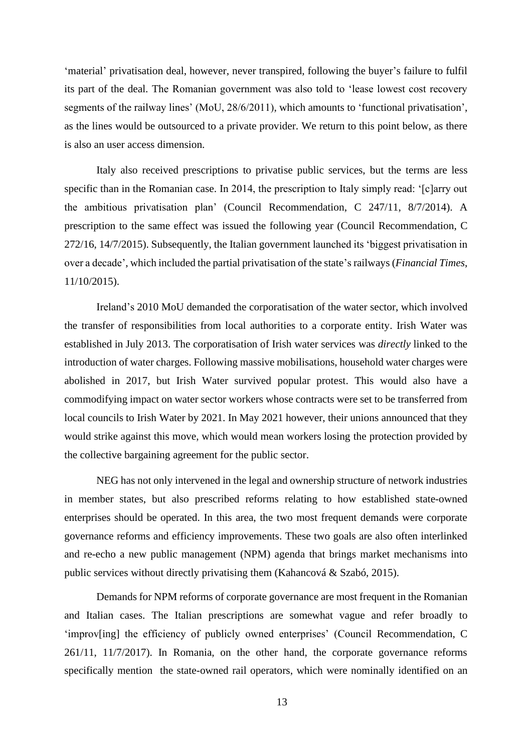'material' privatisation deal, however, never transpired, following the buyer's failure to fulfil its part of the deal. The Romanian government was also told to 'lease lowest cost recovery segments of the railway lines' (MoU, 28/6/2011), which amounts to 'functional privatisation', as the lines would be outsourced to a private provider. We return to this point below, as there is also an user access dimension.

Italy also received prescriptions to privatise public services, but the terms are less specific than in the Romanian case. In 2014, the prescription to Italy simply read: '[c]arry out the ambitious privatisation plan' (Council Recommendation, C 247/11, 8/7/2014). A prescription to the same effect was issued the following year (Council Recommendation, C 272/16, 14/7/2015). Subsequently, the Italian government launched its 'biggest privatisation in over a decade', which included the partial privatisation of the state's railways (*Financial Times*, 11/10/2015).

Ireland's 2010 MoU demanded the corporatisation of the water sector, which involved the transfer of responsibilities from local authorities to a corporate entity. Irish Water was established in July 2013. The corporatisation of Irish water services was *directly* linked to the introduction of water charges. Following massive mobilisations, household water charges were abolished in 2017, but Irish Water survived popular protest. This would also have a commodifying impact on water sector workers whose contracts were set to be transferred from local councils to Irish Water by 2021. In May 2021 however, their unions announced that they would strike against this move, which would mean workers losing the protection provided by the collective bargaining agreement for the public sector.

NEG has not only intervened in the legal and ownership structure of network industries in member states, but also prescribed reforms relating to how established state-owned enterprises should be operated. In this area, the two most frequent demands were corporate governance reforms and efficiency improvements. These two goals are also often interlinked and re-echo a new public management (NPM) agenda that brings market mechanisms into public services without directly privatising them (Kahancová & Szabó, 2015).

Demands for NPM reforms of corporate governance are most frequent in the Romanian and Italian cases. The Italian prescriptions are somewhat vague and refer broadly to 'improv[ing] the efficiency of publicly owned enterprises' (Council Recommendation, C 261/11, 11/7/2017). In Romania, on the other hand, the corporate governance reforms specifically mention the state-owned rail operators, which were nominally identified on an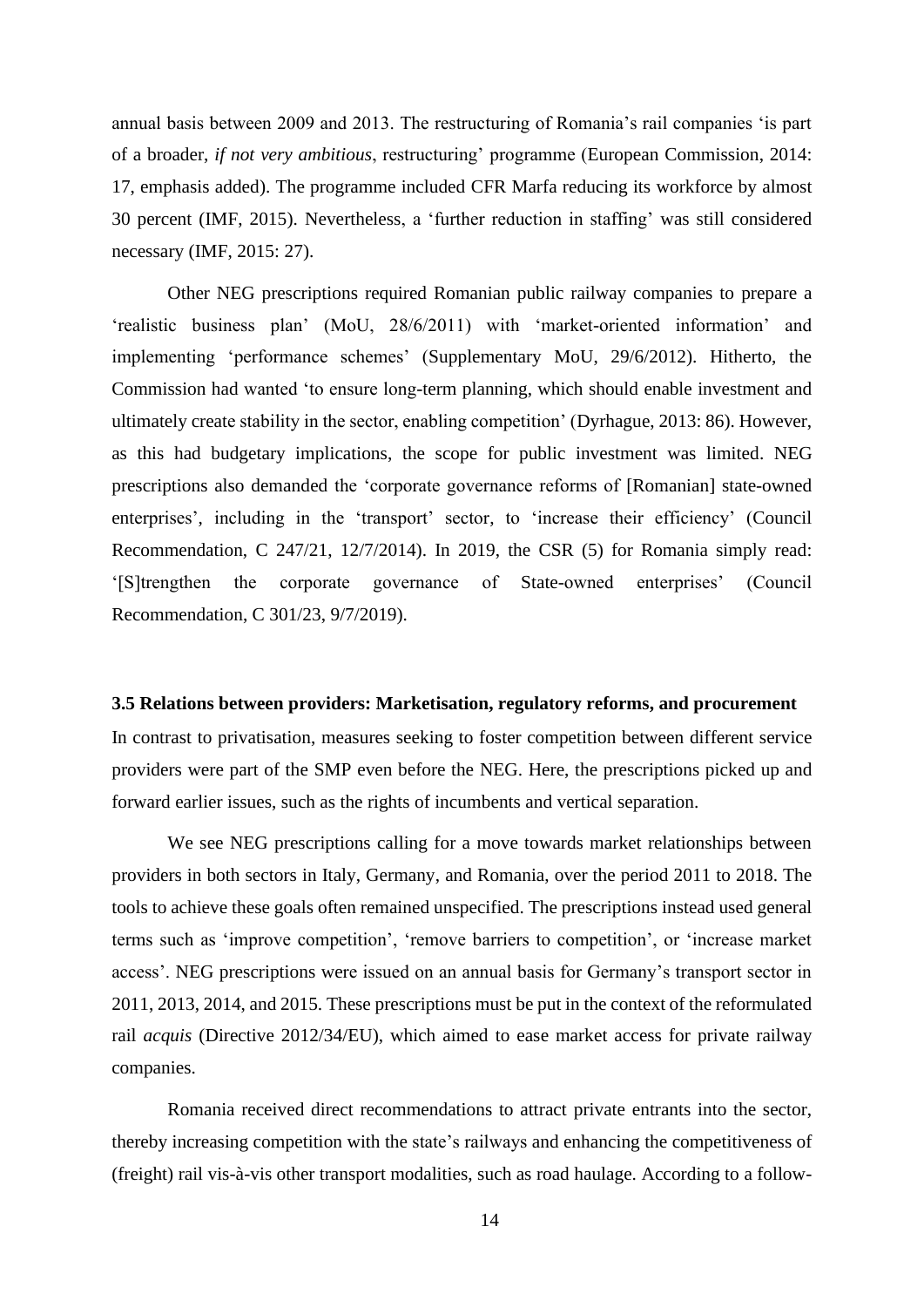annual basis between 2009 and 2013. The restructuring of Romania's rail companies 'is part of a broader, *if not very ambitious*, restructuring' programme (European Commission, 2014: 17, emphasis added). The programme included CFR Marfa reducing its workforce by almost 30 percent (IMF, 2015). Nevertheless, a 'further reduction in staffing' was still considered necessary (IMF, 2015: 27).

Other NEG prescriptions required Romanian public railway companies to prepare a 'realistic business plan' (MoU, 28/6/2011) with 'market-oriented information' and implementing 'performance schemes' (Supplementary MoU, 29/6/2012). Hitherto, the Commission had wanted 'to ensure long-term planning, which should enable investment and ultimately create stability in the sector, enabling competition' (Dyrhague, 2013: 86). However, as this had budgetary implications, the scope for public investment was limited. NEG prescriptions also demanded the 'corporate governance reforms of [Romanian] state-owned enterprises', including in the 'transport' sector, to 'increase their efficiency' (Council Recommendation, C 247/21, 12/7/2014). In 2019, the CSR (5) for Romania simply read: '[S]trengthen the corporate governance of State-owned enterprises' (Council Recommendation, C 301/23, 9/7/2019).

### 3.5 Relations between providers: Marketisation, regulatory reforms, and procurement

In contrast to privatisation, measures seeking to foster competition between different service providers were part of the SMP even before the NEG. Here, the prescriptions picked up and forward earlier issues, such as the rights of incumbents and vertical separation.

We see NEG prescriptions calling for a move towards market relationships between providers in both sectors in Italy, Germany, and Romania, over the period 2011 to 2018. The tools to achieve these goals often remained unspecified. The prescriptions instead used general terms such as 'improve competition', 'remove barriers to competition', or 'increase market access'. NEG prescriptions were issued on an annual basis for Germany's transport sector in 2011, 2013, 2014, and 2015. These prescriptions must be put in the context of the reformulated rail *acquis* (Directive 2012/34/EU), which aimed to ease market access for private railway companies.

Romania received direct recommendations to attract private entrants into the sector, thereby increasing competition with the state's railways and enhancing the competitiveness of (freight) rail vis-à-vis other transport modalities, such as road haulage. According to a follow-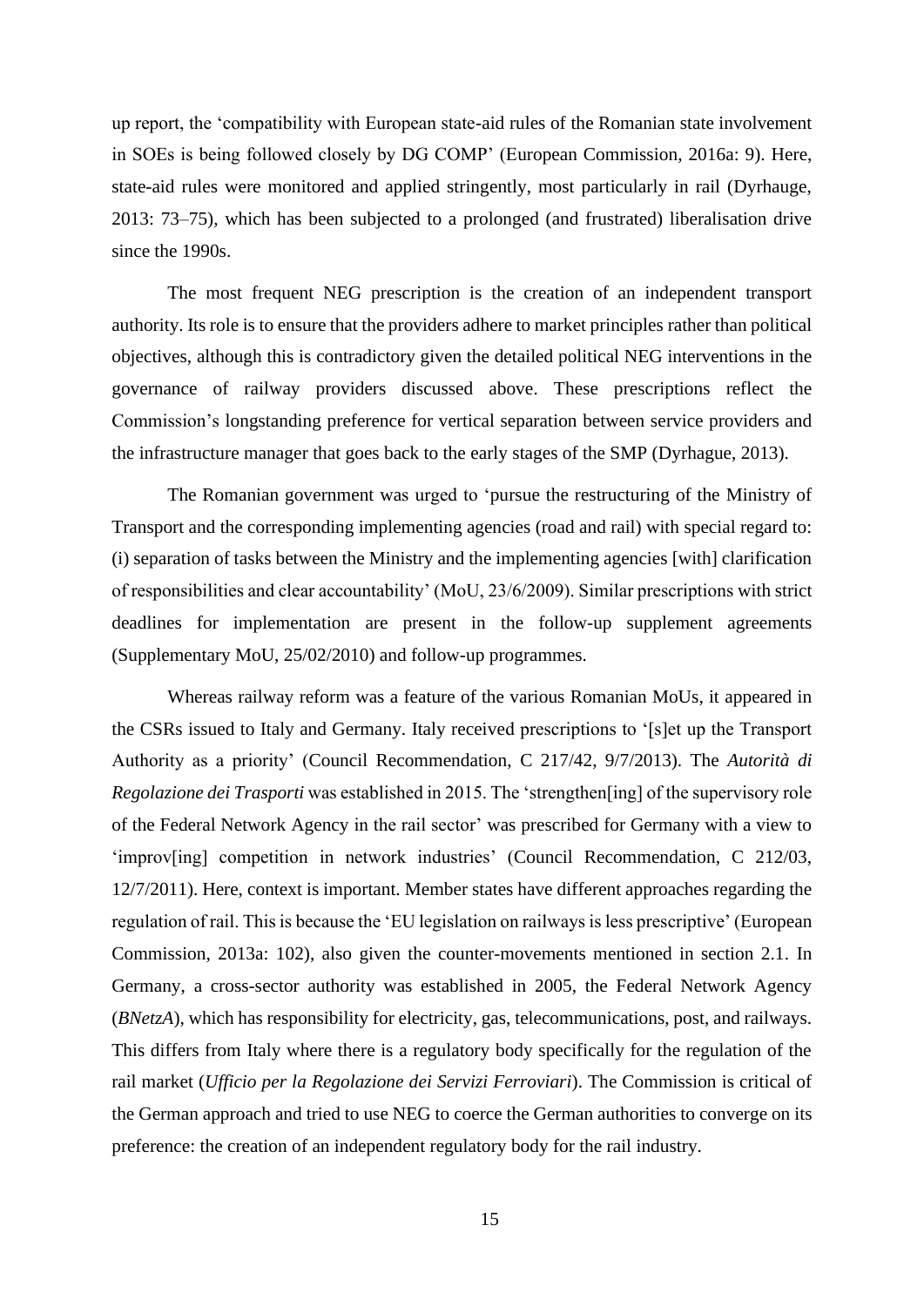up report, the 'compatibility with European state-aid rules of the Romanian state involvement in SOEs is being followed closely by DG COMP' (European Commission, 2016a: 9). Here, state-aid rules were monitored and applied stringently, most particularly in rail (Dyrhauge, 2013: 73–75), which has been subjected to a prolonged (and frustrated) liberalisation drive since the 1990s.

The most frequent NEG prescription is the creation of an independent transport authority. Its role is to ensure that the providers adhere to market principles rather than political objectives, although this is contradictory given the detailed political NEG interventions in the governance of railway providers discussed above. These prescriptions reflect the Commission's longstanding preference for vertical separation between service providers and the infrastructure manager that goes back to the early stages of the SMP (Dyrhague, 2013).

The Romanian government was urged to 'pursue the restructuring of the Ministry of Transport and the corresponding implementing agencies (road and rail) with special regard to: (i) separation of tasks between the Ministry and the implementing agencies [with] clarification of responsibilities and clear accountability' (MoU, 23/6/2009). Similar prescriptions with strict deadlines for implementation are present in the follow-up supplement agreements (Supplementary MoU, 25/02/2010) and follow-up programmes.

Whereas railway reform was a feature of the various Romanian MoUs, it appeared in the CSRs issued to Italy and Germany. Italy received prescriptions to '[s]et up the Transport Authority as a priority' (Council Recommendation, C 217/42, 9/7/2013). The *Autorità di Regolazione dei Trasporti* was established in 2015. The 'strengthen[ing] of the supervisory role of the Federal Network Agency in the rail sector' was prescribed for Germany with a view to 'improv[ing] competition in network industries' (Council Recommendation, C 212/03, 12/7/2011). Here, context is important. Member states have different approaches regarding the regulation of rail. This is because the 'EU legislation on railways is less prescriptive' (European Commission, 2013a: 102), also given the counter-movements mentioned in section 2.1. In Germany, a cross-sector authority was established in 2005, the Federal Network Agency (*BNetzA*), which has responsibility for electricity, gas, telecommunications, post, and railways. This differs from Italy where there is a regulatory body specifically for the regulation of the rail market (*Ufficio per la Regolazione dei Servizi Ferroviari*). The Commission is critical of the German approach and tried to use NEG to coerce the German authorities to converge on its preference: the creation of an independent regulatory body for the rail industry.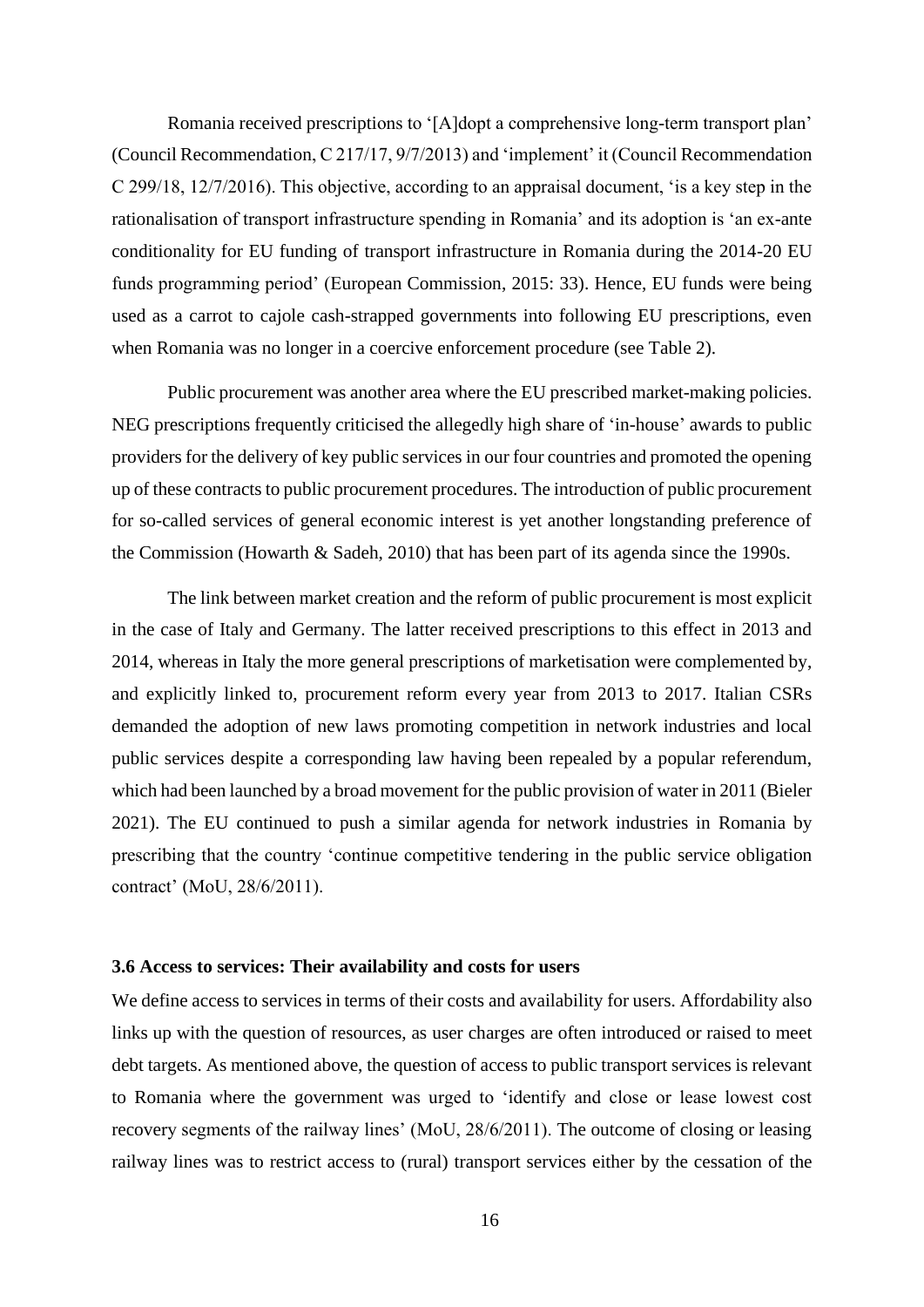Romania received prescriptions to '[A]dopt a comprehensive long-term transport plan' (Council Recommendation, C 217/17, 9/7/2013) and 'implement' it (Council Recommendation C 299/18, 12/7/2016). This objective, according to an appraisal document, 'is a key step in the rationalisation of transport infrastructure spending in Romania' and its adoption is 'an ex-ante conditionality for EU funding of transport infrastructure in Romania during the 2014-20 EU funds programming period' (European Commission, 2015: 33). Hence, EU funds were being used as a carrot to cajole cash-strapped governments into following EU prescriptions, even when Romania was no longer in a coercive enforcement procedure (see Table 2).

Public procurement was another area where the EU prescribed market-making policies. NEG prescriptions frequently criticised the allegedly high share of 'in-house' awards to public providers for the delivery of key public services in our four countries and promoted the opening up of these contracts to public procurement procedures. The introduction of public procurement for so-called services of general economic interest is yet another longstanding preference of the Commission (Howarth & Sadeh, 2010) that has been part of its agenda since the 1990s.

The link between market creation and the reform of public procurement is most explicit in the case of Italy and Germany. The latter received prescriptions to this effect in 2013 and 2014, whereas in Italy the more general prescriptions of marketisation were complemented by, and explicitly linked to, procurement reform every year from 2013 to 2017. Italian CSRs demanded the adoption of new laws promoting competition in network industries and local public services despite a corresponding law having been repealed by a popular referendum, which had been launched by a broad movement for the public provision of water in 2011 (Bieler 2021). The EU continued to push a similar agenda for network industries in Romania by prescribing that the country 'continue competitive tendering in the public service obligation contract' (MoU, 28/6/2011).

### 3.6 Access to services: Their availability and costs for users

We define access to services in terms of their costs and availability for users. Affordability also links up with the question of resources, as user charges are often introduced or raised to meet debt targets. As mentioned above, the question of access to public transport services is relevant to Romania where the government was urged to 'identify and close or lease lowest cost recovery segments of the railway lines' (MoU, 28/6/2011). The outcome of closing or leasing railway lines was to restrict access to (rural) transport services either by the cessation of the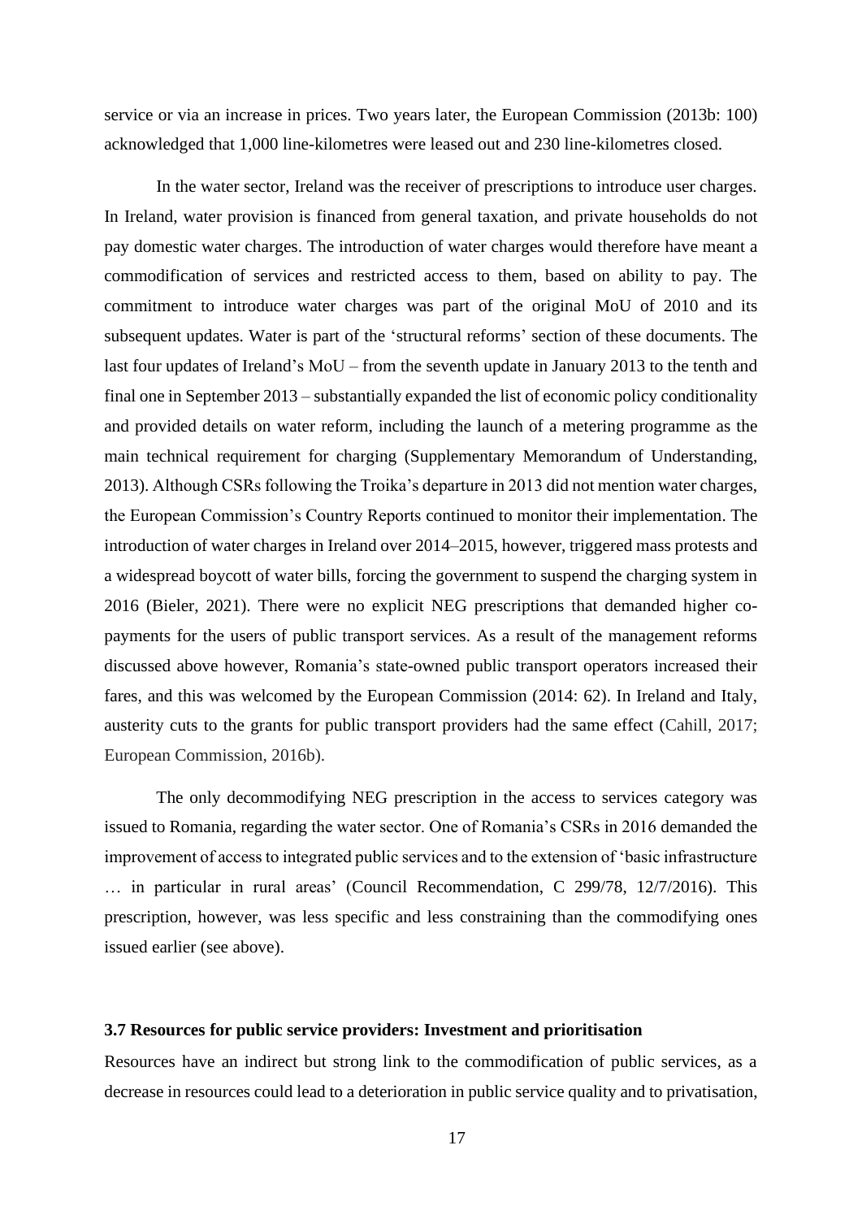service or via an increase in prices. Two years later, the European Commission (2013b: 100) acknowledged that 1,000 line-kilometres were leased out and 230 line-kilometres closed.

In the water sector, Ireland was the receiver of prescriptions to introduce user charges. In Ireland, water provision is financed from general taxation, and private households do not pay domestic water charges. The introduction of water charges would therefore have meant a commodification of services and restricted access to them, based on ability to pay. The commitment to introduce water charges was part of the original MoU of 2010 and its subsequent updates. Water is part of the 'structural reforms' section of these documents. The last four updates of Ireland's MoU – from the seventh update in January 2013 to the tenth and final one in September 2013 – substantially expanded the list of economic policy conditionality and provided details on water reform, including the launch of a metering programme as the main technical requirement for charging (Supplementary Memorandum of Understanding, 2013). Although CSRs following the Troika's departure in 2013 did not mention water charges, the European Commission's Country Reports continued to monitor their implementation. The introduction of water charges in Ireland over 2014–2015, however, triggered mass protests and a widespread boycott of water bills, forcing the government to suspend the charging system in 2016 (Bieler, 2021). There were no explicit NEG prescriptions that demanded higher co-payments for the users of public transport services. As a result of the management reforms discussed above however, Romania's state-owned public transport operators increased their fares, and this was welcomed by the European Commission (2014: 62). In Ireland and Italy, austerity cuts to the grants for public transport providers had the same effect (Cahill, 2017; European Commission, 2016b).

The only decommodifying NEG prescription in the access to services category was issued to Romania, regarding the water sector. One of Romania's CSRs in 2016 demanded the improvement of access to integrated public services and to the extension of 'basic infrastructure … in particular in rural areas' (Council Recommendation, C 299/78, 12/7/2016). This prescription, however, was less specific and less constraining than the commodifying ones issued earlier (see above).

### 3.7 Resources for public service providers: Investment and prioritisation

Resources have an indirect but strong link to the commodification of public services, as a decrease in resources could lead to a deterioration in public service quality and to privatisation,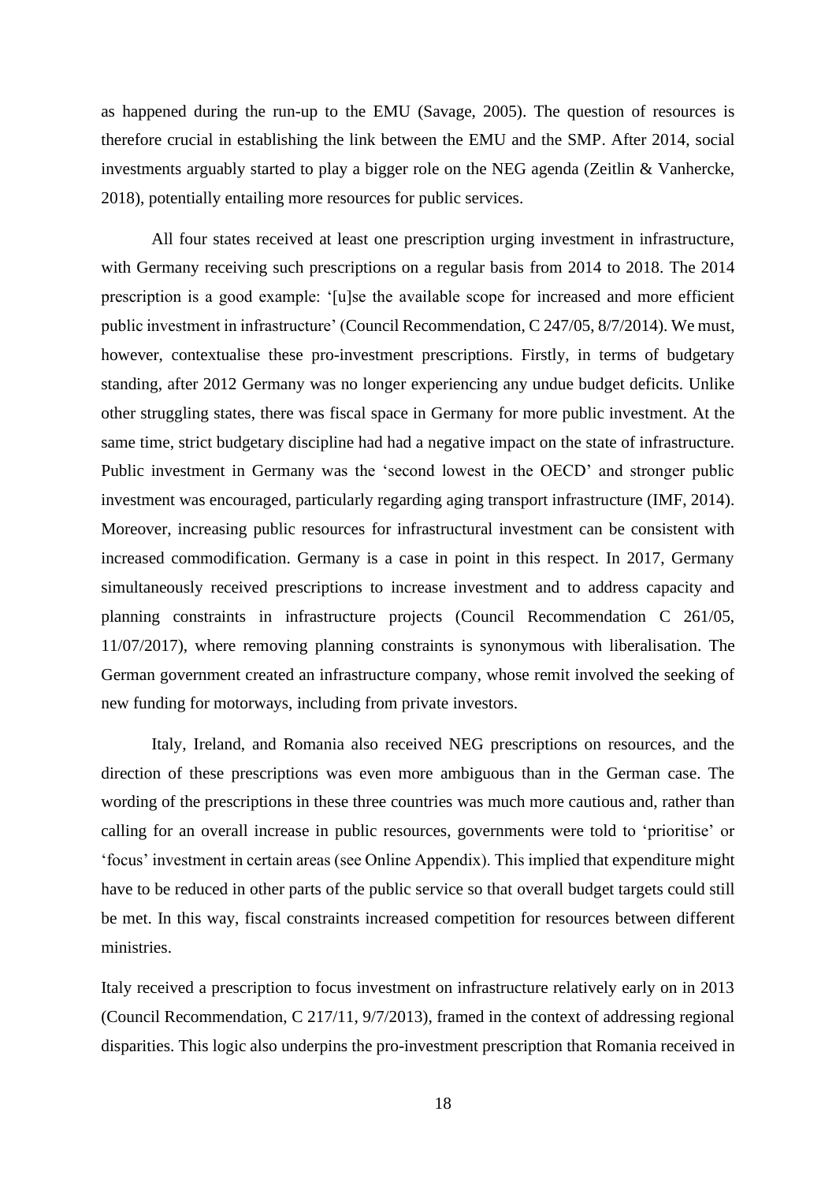as happened during the run-up to the EMU (Savage, 2005). The question of resources is therefore crucial in establishing the link between the EMU and the SMP. After 2014, social investments arguably started to play a bigger role on the NEG agenda (Zeitlin & Vanhercke, 2018), potentially entailing more resources for public services.

All four states received at least one prescription urging investment in infrastructure, with Germany receiving such prescriptions on a regular basis from 2014 to 2018. The 2014 prescription is a good example: '[u]se the available scope for increased and more efficient public investment in infrastructure' (Council Recommendation, C 247/05, 8/7/2014). We must, however, contextualise these pro-investment prescriptions. Firstly, in terms of budgetary standing, after 2012 Germany was no longer experiencing any undue budget deficits. Unlike other struggling states, there was fiscal space in Germany for more public investment. At the same time, strict budgetary discipline had had a negative impact on the state of infrastructure. Public investment in Germany was the 'second lowest in the OECD' and stronger public investment was encouraged, particularly regarding aging transport infrastructure (IMF, 2014). Moreover, increasing public resources for infrastructural investment can be consistent with increased commodification. Germany is a case in point in this respect. In 2017, Germany simultaneously received prescriptions to increase investment and to address capacity and planning constraints in infrastructure projects (Council Recommendation C 261/05, 11/07/2017), where removing planning constraints is synonymous with liberalisation. The German government created an infrastructure company, whose remit involved the seeking of new funding for motorways, including from private investors.

Italy, Ireland, and Romania also received NEG prescriptions on resources, and the direction of these prescriptions was even more ambiguous than in the German case. The wording of the prescriptions in these three countries was much more cautious and, rather than calling for an overall increase in public resources, governments were told to 'prioritise' or 'focus' investment in certain areas (see Online Appendix). This implied that expenditure might have to be reduced in other parts of the public service so that overall budget targets could still be met. In this way, fiscal constraints increased competition for resources between different ministries.

Italy received a prescription to focus investment on infrastructure relatively early on in 2013 (Council Recommendation, C 217/11, 9/7/2013), framed in the context of addressing regional disparities. This logic also underpins the pro-investment prescription that Romania received in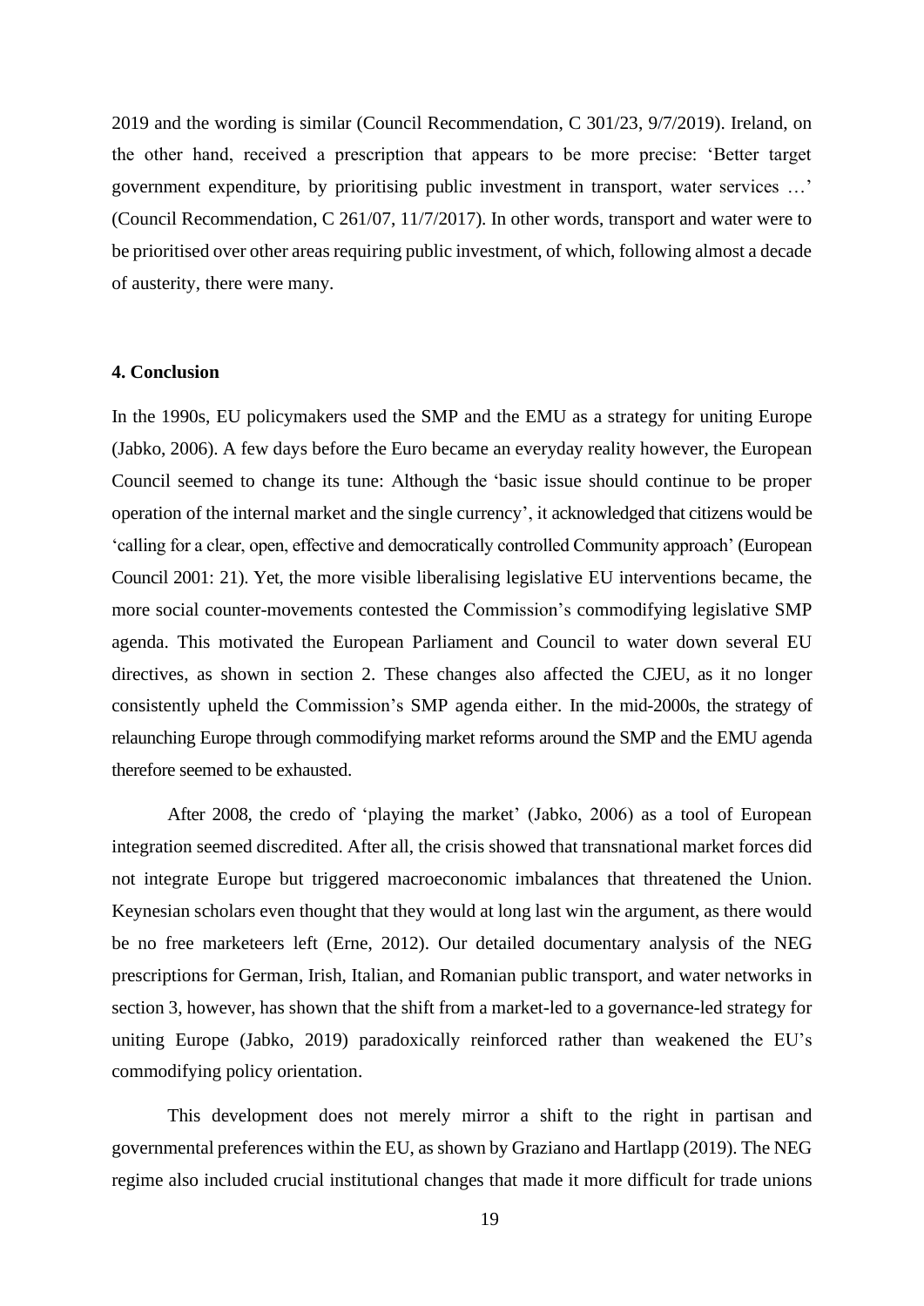2019 and the wording is similar (Council Recommendation, C 301/23, 9/7/2019). Ireland, on the other hand, received a prescription that appears to be more precise: 'Better target government expenditure, by prioritising public investment in transport, water services …' (Council Recommendation, C 261/07, 11/7/2017). In other words, transport and water were to be prioritised over other areas requiring public investment, of which, following almost a decade of austerity, there were many.

#### 4. Conclusion

In the 1990s, EU policymakers used the SMP and the EMU as a strategy for uniting Europe (Jabko, 2006). A few days before the Euro became an everyday reality however, the European Council seemed to change its tune: Although the 'basic issue should continue to be proper operation of the internal market and the single currency', it acknowledged that citizens would be 'calling for a clear, open, effective and democratically controlled Community approach' (European Council 2001: 21). Yet, the more visible liberalising legislative EU interventions became, the more social counter-movements contested the Commission's commodifying legislative SMP agenda. This motivated the European Parliament and Council to water down several EU directives, as shown in section 2. These changes also affected the CJEU, as it no longer consistently upheld the Commission's SMP agenda either. In the mid-2000s, the strategy of relaunching Europe through commodifying market reforms around the SMP and the EMU agenda therefore seemed to be exhausted.

After 2008, the credo of 'playing the market' (Jabko, 2006) as a tool of European integration seemed discredited. After all, the crisis showed that transnational market forces did not integrate Europe but triggered macroeconomic imbalances that threatened the Union. Keynesian scholars even thought that they would at long last win the argument, as there would be no free marketeers left (Erne, 2012). Our detailed documentary analysis of the NEG prescriptions for German, Irish, Italian, and Romanian public transport, and water networks in section 3, however, has shown that the shift from a market-led to a governance-led strategy for uniting Europe (Jabko, 2019) paradoxically reinforced rather than weakened the EU's commodifying policy orientation.

This development does not merely mirror a shift to the right in partisan and governmental preferences within the EU, as shown by Graziano and Hartlapp (2019). The NEG regime also included crucial institutional changes that made it more difficult for trade unions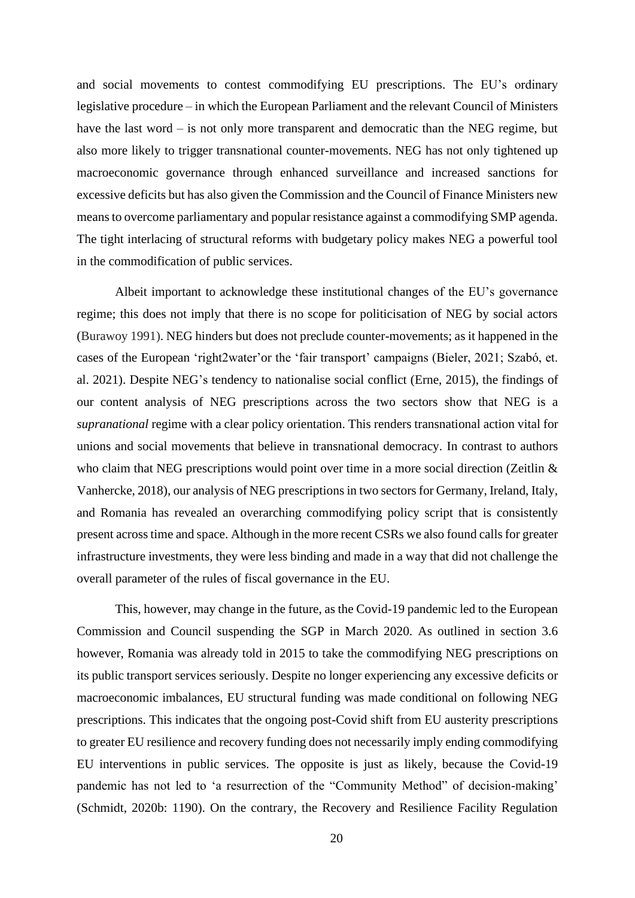and social movements to contest commodifying EU prescriptions. The EU's ordinary legislative procedure – in which the European Parliament and the relevant Council of Ministers have the last word – is not only more transparent and democratic than the NEG regime, but also more likely to trigger transnational counter-movements. NEG has not only tightened up macroeconomic governance through enhanced surveillance and increased sanctions for excessive deficits but has also given the Commission and the Council of Finance Ministers new means to overcome parliamentary and popular resistance against a commodifying SMP agenda. The tight interlacing of structural reforms with budgetary policy makes NEG a powerful tool in the commodification of public services.

Albeit important to acknowledge these institutional changes of the EU's governance regime; this does not imply that there is no scope for politicisation of NEG by social actors (Burawoy 1991). NEG hinders but does not preclude counter-movements; as it happened in the cases of the European 'right2water'or the 'fair transport' campaigns (Bieler, 2021; Szabó, et. al. 2021). Despite NEG's tendency to nationalise social conflict (Erne, 2015), the findings of our content analysis of NEG prescriptions across the two sectors show that NEG is a *supranational* regime with a clear policy orientation. This renders transnational action vital for unions and social movements that believe in transnational democracy. In contrast to authors who claim that NEG prescriptions would point over time in a more social direction (Zeitlin & Vanhercke, 2018), our analysis of NEG prescriptions in two sectors for Germany, Ireland, Italy, and Romania has revealed an overarching commodifying policy script that is consistently present across time and space. Although in the more recent CSRs we also found calls for greater infrastructure investments, they were less binding and made in a way that did not challenge the overall parameter of the rules of fiscal governance in the EU.

This, however, may change in the future, as the Covid-19 pandemic led to the European Commission and Council suspending the SGP in March 2020. As outlined in section 3.6 however, Romania was already told in 2015 to take the commodifying NEG prescriptions on its public transport services seriously. Despite no longer experiencing any excessive deficits or macroeconomic imbalances, EU structural funding was made conditional on following NEG prescriptions. This indicates that the ongoing post-Covid shift from EU austerity prescriptions to greater EU resilience and recovery funding does not necessarily imply ending commodifying EU interventions in public services. The opposite is just as likely, because the Covid-19 pandemic has not led to 'a resurrection of the "Community Method" of decision-making' (Schmidt, 2020b: 1190). On the contrary, the Recovery and Resilience Facility Regulation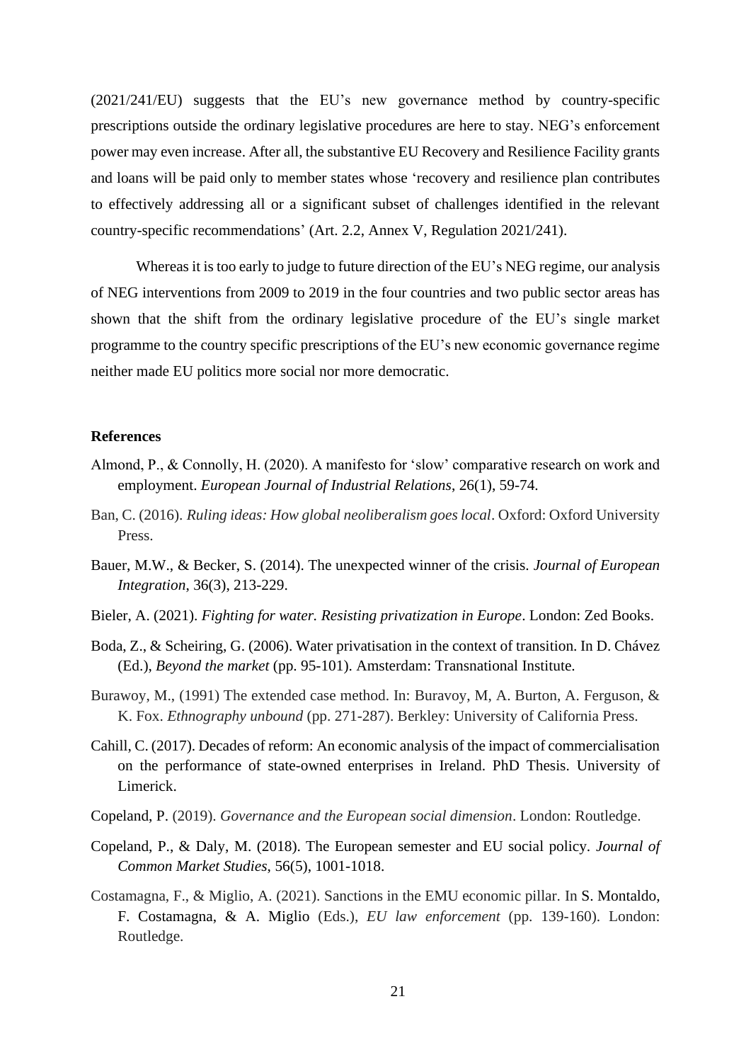(2021/241/EU) suggests that the EU's new governance method by country-specific prescriptions outside the ordinary legislative procedures are here to stay. NEG's enforcement power may even increase. After all, the substantive EU Recovery and Resilience Facility grants and loans will be paid only to member states whose 'recovery and resilience plan contributes to effectively addressing all or a significant subset of challenges identified in the relevant country-specific recommendations' (Art. 2.2, Annex V, Regulation 2021/241).

Whereas it is too early to judge to future direction of the EU's NEG regime, our analysis of NEG interventions from 2009 to 2019 in the four countries and two public sector areas has shown that the shift from the ordinary legislative procedure of the EU's single market programme to the country specific prescriptions of the EU's new economic governance regime neither made EU politics more social nor more democratic.

**References**

Almond, P., & Connolly, H. (2020). A manifesto for 'slow' comparative research on work and employment. *European Journal of Industrial Relations*, 26(1), 59-74.

Ban, C. (2016). *Ruling ideas: How global neoliberalism goes local*. Oxford: Oxford University Press.

Bauer, M.W., & Becker, S. (2014). The unexpected winner of the crisis. *Journal of European Integration*, 36(3), 213-229.

Bieler, A. (2021). *Fighting for water. Resisting privatization in Europe*. London: Zed Books.

Boda, Z., & Scheiring, G. (2006). Water privatisation in the context of transition. In D. Chávez (Ed.), *Beyond the market* (pp. 95-101). Amsterdam: Transnational Institute.

Burawoy, M., (1991) The extended case method. In: Buravoy, M, A. Burton, A. Ferguson, & K. Fox. *Ethnography unbound* (pp. 271-287). Berkley: University of California Press.

Cahill, C. (2017). Decades of reform: An economic analysis of the impact of commercialisation on the performance of state-owned enterprises in Ireland. PhD Thesis. University of Limerick.

Copeland, P. (2019). *Governance and the European social dimension*. London: Routledge.

Copeland, P., & Daly, M. (2018). The European semester and EU social policy. *Journal of Common Market Studies*, 56(5), 1001-1018.

Costamagna, F., & Miglio, A. (2021). Sanctions in the EMU economic pillar. In S. Montaldo, F. Costamagna, & A. Miglio (Eds.), *EU law enforcement* (pp. 139-160). London: Routledge.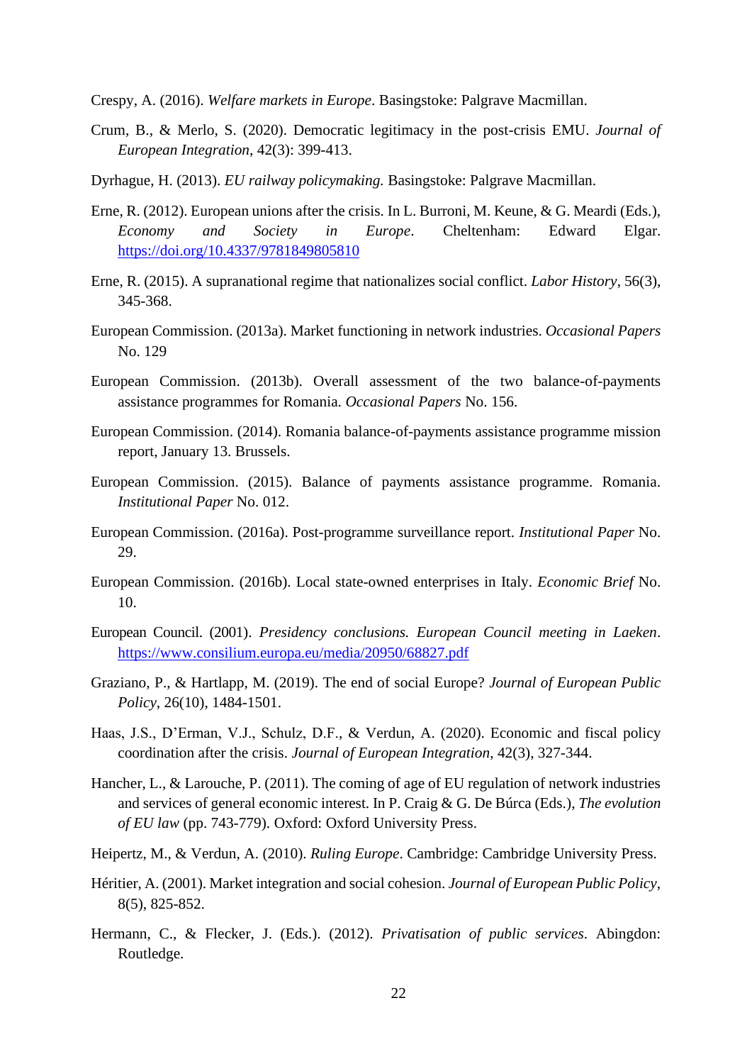Crespy, A. (2016). *Welfare markets in Europe*. Basingstoke: Palgrave Macmillan.

Crum, B., & Merlo, S. (2020). Democratic legitimacy in the post-crisis EMU. *Journal of European Integration*, 42(3): 399-413.

Dyrhague, H. (2013). *EU railway policymaking.* Basingstoke: Palgrave Macmillan.

Erne, R. (2012). European unions after the crisis. In L. Burroni, M. Keune, & G. Meardi (Eds.), *Economy and Society in Europe*. Cheltenham: Edward Elgar. https://doi.org/10.4337/9781849805810

Erne, R. (2015). A supranational regime that nationalizes social conflict. *Labor History*, 56(3), 345-368.

European Commission. (2013a). Market functioning in network industries. *Occasional Papers* No. 129

European Commission. (2013b). Overall assessment of the two balance-of-payments assistance programmes for Romania. *Occasional Papers* No. 156.

European Commission. (2014). Romania balance-of-payments assistance programme mission report, January 13. Brussels.

European Commission. (2015). Balance of payments assistance programme. Romania. *Institutional Paper* No. 012.

European Commission. (2016a). Post-programme surveillance report. *Institutional Paper* No. 29.

European Commission. (2016b). Local state-owned enterprises in Italy. *Economic Brief* No. 10.

European Council. (2001). *Presidency conclusions. European Council meeting in Laeken*. https://www.consilium.europa.eu/media/20950/68827.pdf

Graziano, P., & Hartlapp, M. (2019). The end of social Europe? *Journal of European Public Policy*, 26(10), 1484-1501.

Haas, J.S., D'Erman, V.J., Schulz, D.F., & Verdun, A. (2020). Economic and fiscal policy coordination after the crisis. *Journal of European Integration*, 42(3), 327-344.

Hancher, L., & Larouche, P. (2011). The coming of age of EU regulation of network industries and services of general economic interest. In P. Craig & G. De Búrca (Eds.), *The evolution of EU law* (pp. 743-779). Oxford: Oxford University Press.

Heipertz, M., & Verdun, A. (2010). *Ruling Europe*. Cambridge: Cambridge University Press.

Héritier, A. (2001). Market integration and social cohesion. *Journal of European Public Policy*, 8(5), 825-852.

Hermann, C., & Flecker, J. (Eds.). (2012). *Privatisation of public services*. Abingdon: Routledge.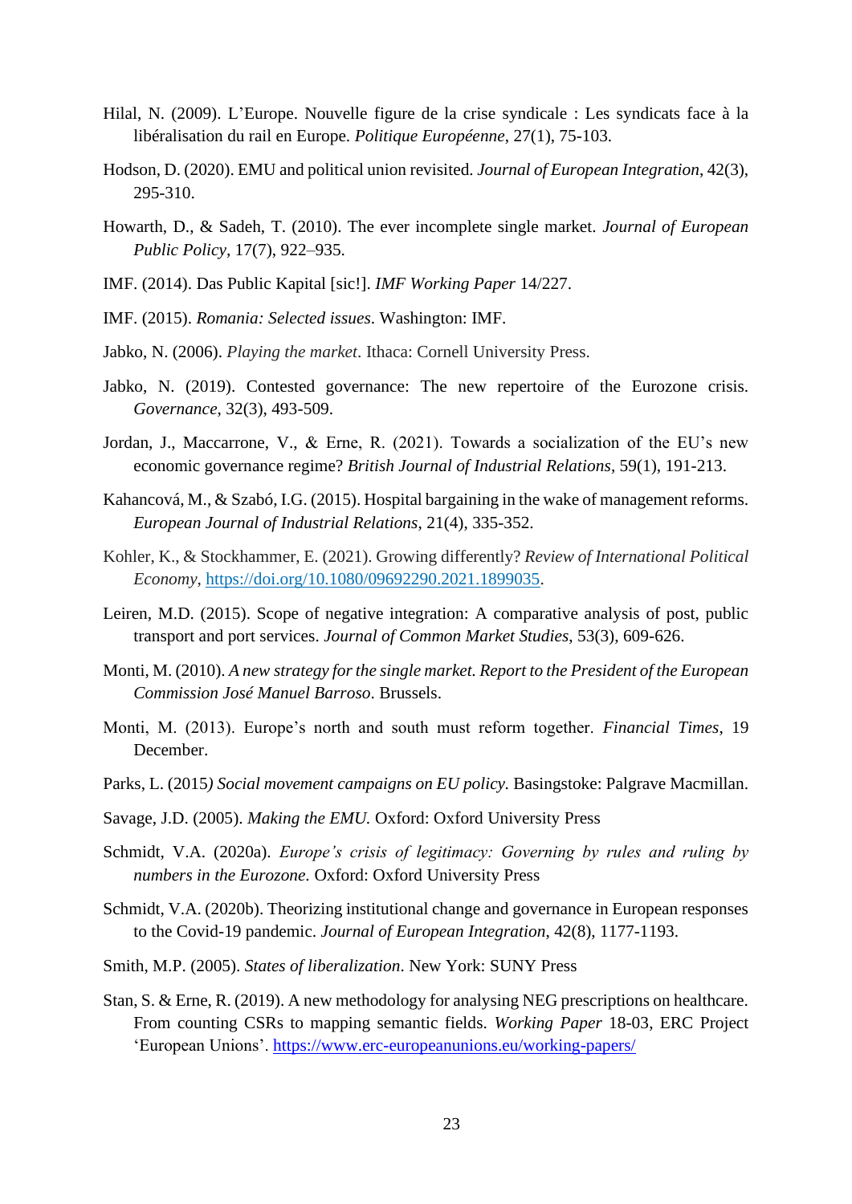Hilal, N. (2009). L'Europe. Nouvelle figure de la crise syndicale : Les syndicats face à la libéralisation du rail en Europe. *Politique Européenne*, 27(1), 75-103.

Hodson, D. (2020). EMU and political union revisited. *Journal of European Integration*, 42(3), 295-310.

Howarth, D., & Sadeh, T. (2010). The ever incomplete single market. *Journal of European Public Policy*, 17(7), 922–935.

IMF. (2014). Das Public Kapital [sic!]. *IMF Working Paper* 14/227.

IMF. (2015). *Romania: Selected issues*. Washington: IMF.

Jabko, N. (2006). *Playing the market*. Ithaca: Cornell University Press.

Jabko, N. (2019). Contested governance: The new repertoire of the Eurozone crisis. *Governance*, 32(3), 493-509.

Jordan, J., Maccarrone, V., & Erne, R. (2021). Towards a socialization of the EU's new economic governance regime? *British Journal of Industrial Relations*, 59(1), 191-213.

Kahancová, M., & Szabó, I.G. (2015). Hospital bargaining in the wake of management reforms. *European Journal of Industrial Relations*, 21(4), 335-352.

Kohler, K., & Stockhammer, E. (2021). Growing differently? *Review of International Political Economy*, https://doi.org/10.1080/09692290.2021.1899035.

Leiren, M.D. (2015). Scope of negative integration: A comparative analysis of post, public transport and port services. *Journal of Common Market Studies*, 53(3), 609-626.

Monti, M. (2010). *A new strategy for the single market. Report to the President of the European Commission José Manuel Barroso*. Brussels.

Monti, M. (2013). Europe's north and south must reform together. *Financial Times*, 19 December.

Parks, L. (2015*) Social movement campaigns on EU policy.* Basingstoke: Palgrave Macmillan.

Savage, J.D. (2005). *Making the EMU.* Oxford: Oxford University Press

Schmidt, V.A. (2020a). *Europe's crisis of legitimacy: Governing by rules and ruling by numbers in the Eurozone*. Oxford: Oxford University Press

Schmidt, V.A. (2020b). Theorizing institutional change and governance in European responses to the Covid-19 pandemic. *Journal of European Integration*, 42(8), 1177-1193.

Smith, M.P. (2005). *States of liberalization*. New York: SUNY Press

Stan, S. & Erne, R. (2019). A new methodology for analysing NEG prescriptions on healthcare. From counting CSRs to mapping semantic fields. *Working Paper* 18-03, ERC Project 'European Unions'. https://www.erc-europeanunions.eu/working-papers/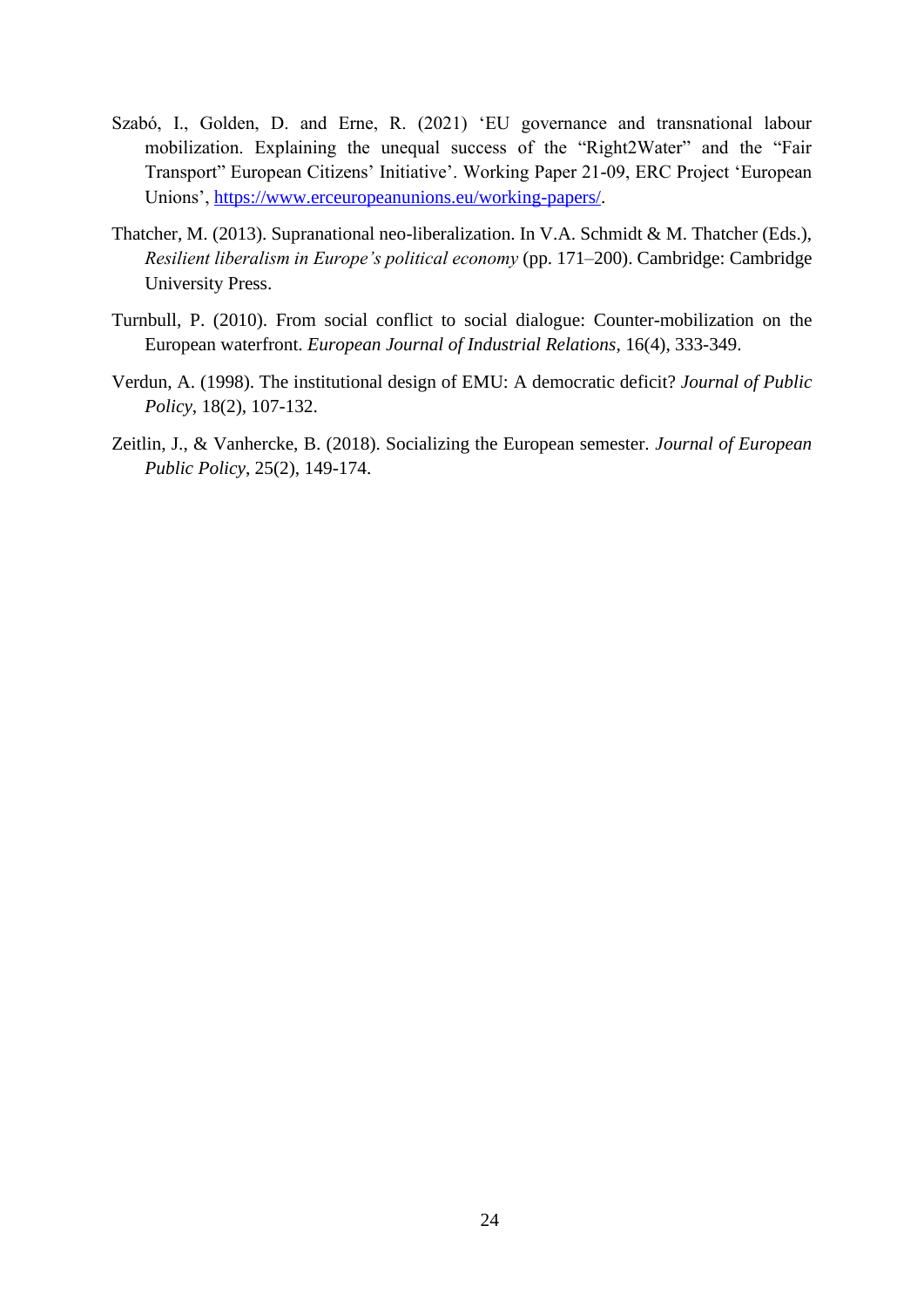Szabó, I., Golden, D. and Erne, R. (2021) 'EU governance and transnational labour mobilization. Explaining the unequal success of the "Right2Water" and the "Fair Transport" European Citizens' Initiative'. Working Paper 21-09, ERC Project 'European Unions', https://www.erceuropeanunions.eu/working-papers/.

Thatcher, M. (2013). Supranational neo-liberalization. In V.A. Schmidt & M. Thatcher (Eds.), *Resilient liberalism in Europe's political economy* (pp. 171–200). Cambridge: Cambridge University Press.

Turnbull, P. (2010). From social conflict to social dialogue: Counter-mobilization on the European waterfront. *European Journal of Industrial Relations*, 16(4), 333-349.

Verdun, A. (1998). The institutional design of EMU: A democratic deficit? *Journal of Public Policy*, 18(2), 107-132.

Zeitlin, J., & Vanhercke, B. (2018). Socializing the European semester. *Journal of European Public Policy*, 25(2), 149-174.